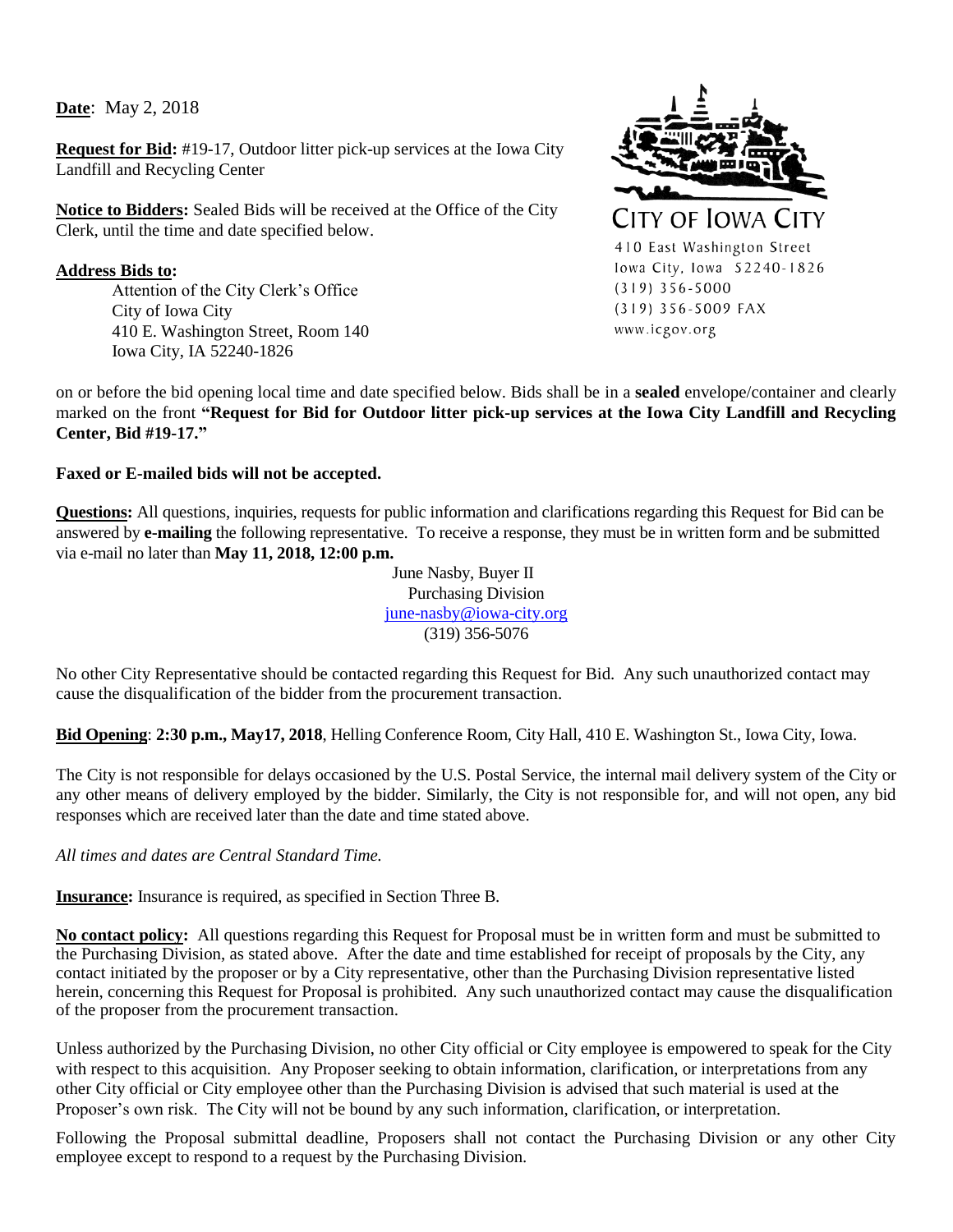**Date**: May 2, 2018

**Request for Bid:** #19-17, Outdoor litter pick-up services at the Iowa City Landfill and Recycling Center

**Notice to Bidders:** Sealed Bids will be received at the Office of the City Clerk, until the time and date specified below.

**Address Bids to:**

Attention of the City Clerk's Office
City of Iowa City
410 E. Washington Street, Room 140
Iowa City, IA 52240-1826

CITY OF IOWA CITY
410 East Washington Street
Iowa City, Iowa 52240-1826
(319) 356-5000
(319) 356-5009 FAX
www.icgov.org

on or before the bid opening local time and date specified below. Bids shall be in a **sealed** envelope/container and clearly marked on the front **"Request for Bid for Outdoor litter pick-up services at the Iowa City Landfill and Recycling Center, Bid #19-17."**

**Faxed or E-mailed bids will not be accepted.**

**Questions:** All questions, inquiries, requests for public information and clarifications regarding this Request for Bid can be answered by **e-mailing** the following representative. To receive a response, they must be in written form and be submitted via e-mail no later than **May 11, 2018, 12:00 p.m.**

June Nasby, Buyer II
Purchasing Division
june-nasby@iowa-city.org
(319) 356-5076

No other City Representative should be contacted regarding this Request for Bid. Any such unauthorized contact may cause the disqualification of the bidder from the procurement transaction.

**Bid Opening**: **2:30 p.m., May17, 2018**, Helling Conference Room, City Hall, 410 E. Washington St., Iowa City, Iowa.

The City is not responsible for delays occasioned by the U.S. Postal Service, the internal mail delivery system of the City or any other means of delivery employed by the bidder. Similarly, the City is not responsible for, and will not open, any bid responses which are received later than the date and time stated above.

*All times and dates are Central Standard Time.*

**Insurance:** Insurance is required, as specified in Section Three B.

**No contact policy:** All questions regarding this Request for Proposal must be in written form and must be submitted to the Purchasing Division, as stated above. After the date and time established for receipt of proposals by the City, any contact initiated by the proposer or by a City representative, other than the Purchasing Division representative listed herein, concerning this Request for Proposal is prohibited. Any such unauthorized contact may cause the disqualification of the proposer from the procurement transaction.

Unless authorized by the Purchasing Division, no other City official or City employee is empowered to speak for the City with respect to this acquisition. Any Proposer seeking to obtain information, clarification, or interpretations from any other City official or City employee other than the Purchasing Division is advised that such material is used at the Proposer's own risk. The City will not be bound by any such information, clarification, or interpretation.

Following the Proposal submittal deadline, Proposers shall not contact the Purchasing Division or any other City employee except to respond to a request by the Purchasing Division.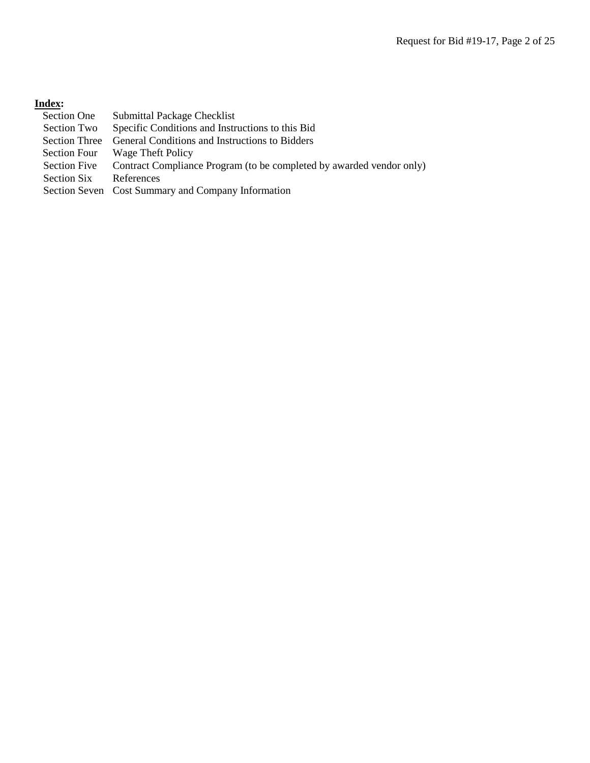**<u>Index</u>:**

| | |
|---|---|
| Section One | Submittal Package Checklist |
| Section Two | Specific Conditions and Instructions to this Bid |
| Section Three | General Conditions and Instructions to Bidders |
| Section Four | Wage Theft Policy |
| Section Five | Contract Compliance Program (to be completed by awarded vendor only) |
| Section Six | References |
| Section Seven | Cost Summary and Company Information |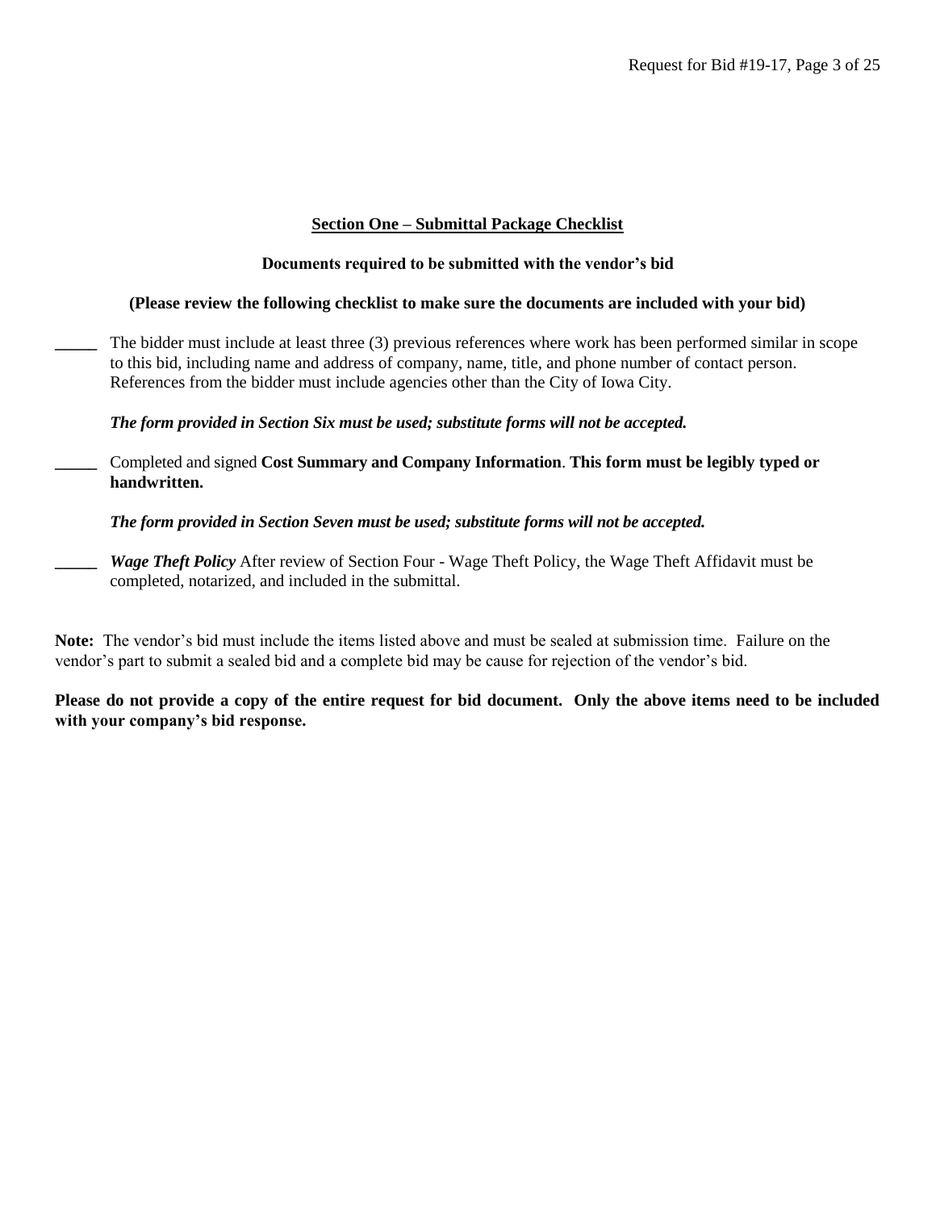## Section One – Submittal Package Checklist

**Documents required to be submitted with the vendor's bid**

**(Please review the following checklist to make sure the documents are included with your bid)**

_____ The bidder must include at least three (3) previous references where work has been performed similar in scope to this bid, including name and address of company, name, title, and phone number of contact person. References from the bidder must include agencies other than the City of Iowa City.

***The form provided in Section Six must be used; substitute forms will not be accepted.***

_____ Completed and signed **Cost Summary and Company Information**. **This form must be legibly typed or handwritten.**

***The form provided in Section Seven must be used; substitute forms will not be accepted.***

_____ ***Wage Theft Policy*** After review of Section Four - Wage Theft Policy, the Wage Theft Affidavit must be completed, notarized, and included in the submittal.

**Note:** The vendor's bid must include the items listed above and must be sealed at submission time. Failure on the vendor's part to submit a sealed bid and a complete bid may be cause for rejection of the vendor's bid.

**Please do not provide a copy of the entire request for bid document. Only the above items need to be included with your company's bid response.**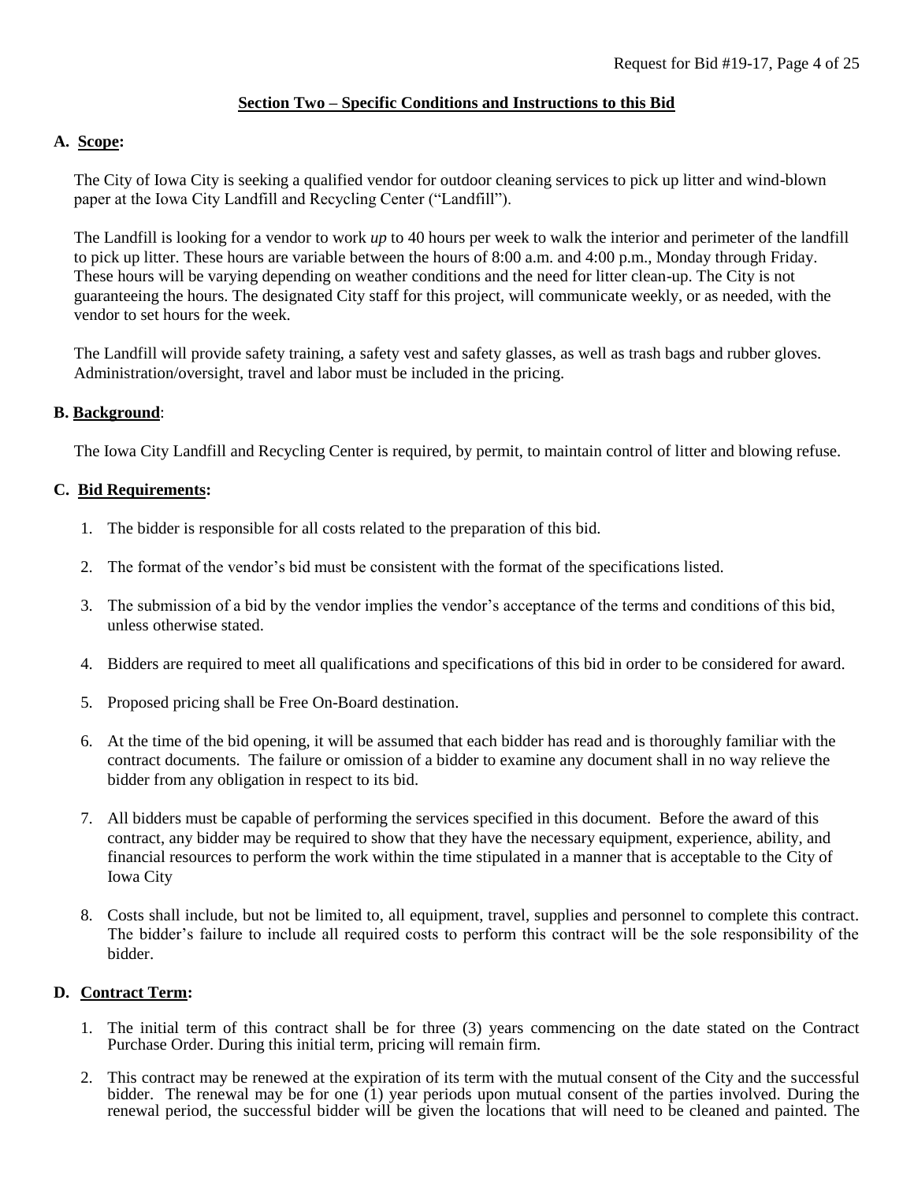## Section Two – Specific Conditions and Instructions to this Bid

**A. Scope:**

The City of Iowa City is seeking a qualified vendor for outdoor cleaning services to pick up litter and wind-blown paper at the Iowa City Landfill and Recycling Center ("Landfill").

The Landfill is looking for a vendor to work *up* to 40 hours per week to walk the interior and perimeter of the landfill to pick up litter. These hours are variable between the hours of 8:00 a.m. and 4:00 p.m., Monday through Friday. These hours will be varying depending on weather conditions and the need for litter clean-up. The City is not guaranteeing the hours. The designated City staff for this project, will communicate weekly, or as needed, with the vendor to set hours for the week.

The Landfill will provide safety training, a safety vest and safety glasses, as well as trash bags and rubber gloves. Administration/oversight, travel and labor must be included in the pricing.

**B. Background**:

The Iowa City Landfill and Recycling Center is required, by permit, to maintain control of litter and blowing refuse.

**C. Bid Requirements:**

1. The bidder is responsible for all costs related to the preparation of this bid.
2. The format of the vendor's bid must be consistent with the format of the specifications listed.
3. The submission of a bid by the vendor implies the vendor's acceptance of the terms and conditions of this bid, unless otherwise stated.
4. Bidders are required to meet all qualifications and specifications of this bid in order to be considered for award.
5. Proposed pricing shall be Free On-Board destination.
6. At the time of the bid opening, it will be assumed that each bidder has read and is thoroughly familiar with the contract documents. The failure or omission of a bidder to examine any document shall in no way relieve the bidder from any obligation in respect to its bid.
7. All bidders must be capable of performing the services specified in this document. Before the award of this contract, any bidder may be required to show that they have the necessary equipment, experience, ability, and financial resources to perform the work within the time stipulated in a manner that is acceptable to the City of Iowa City
8. Costs shall include, but not be limited to, all equipment, travel, supplies and personnel to complete this contract. The bidder's failure to include all required costs to perform this contract will be the sole responsibility of the bidder.

**D. Contract Term:**

1. The initial term of this contract shall be for three (3) years commencing on the date stated on the Contract Purchase Order. During this initial term, pricing will remain firm.
2. This contract may be renewed at the expiration of its term with the mutual consent of the City and the successful bidder. The renewal may be for one (1) year periods upon mutual consent of the parties involved. During the renewal period, the successful bidder will be given the locations that will need to be cleaned and painted. The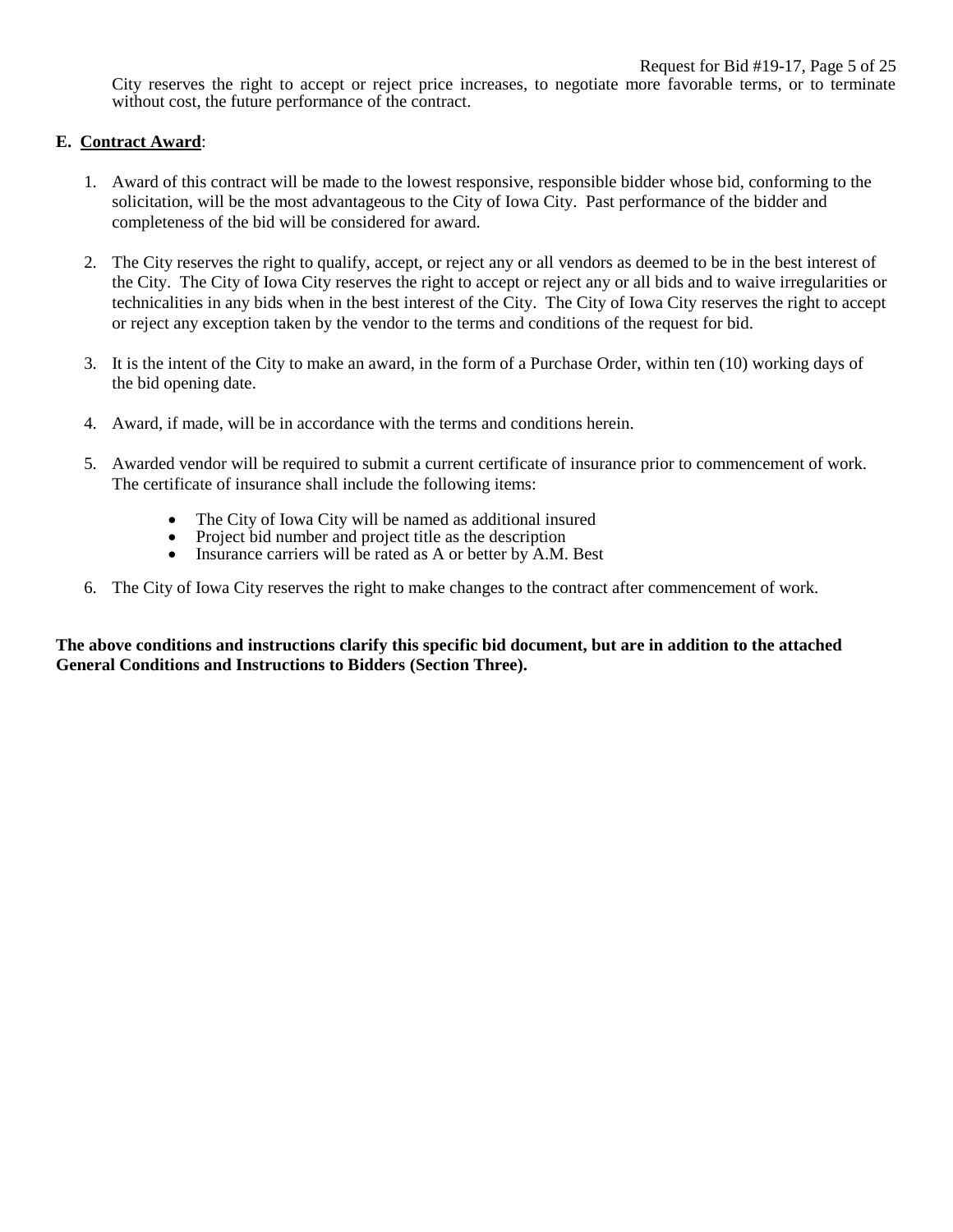City reserves the right to accept or reject price increases, to negotiate more favorable terms, or to terminate without cost, the future performance of the contract.

**E. Contract Award**:

1. Award of this contract will be made to the lowest responsive, responsible bidder whose bid, conforming to the solicitation, will be the most advantageous to the City of Iowa City. Past performance of the bidder and completeness of the bid will be considered for award.

2. The City reserves the right to qualify, accept, or reject any or all vendors as deemed to be in the best interest of the City. The City of Iowa City reserves the right to accept or reject any or all bids and to waive irregularities or technicalities in any bids when in the best interest of the City. The City of Iowa City reserves the right to accept or reject any exception taken by the vendor to the terms and conditions of the request for bid.

3. It is the intent of the City to make an award, in the form of a Purchase Order, within ten (10) working days of the bid opening date.

4. Award, if made, will be in accordance with the terms and conditions herein.

5. Awarded vendor will be required to submit a current certificate of insurance prior to commencement of work. The certificate of insurance shall include the following items:

    - The City of Iowa City will be named as additional insured
    - Project bid number and project title as the description
    - Insurance carriers will be rated as A or better by A.M. Best

6. The City of Iowa City reserves the right to make changes to the contract after commencement of work.

**The above conditions and instructions clarify this specific bid document, but are in addition to the attached General Conditions and Instructions to Bidders (Section Three).**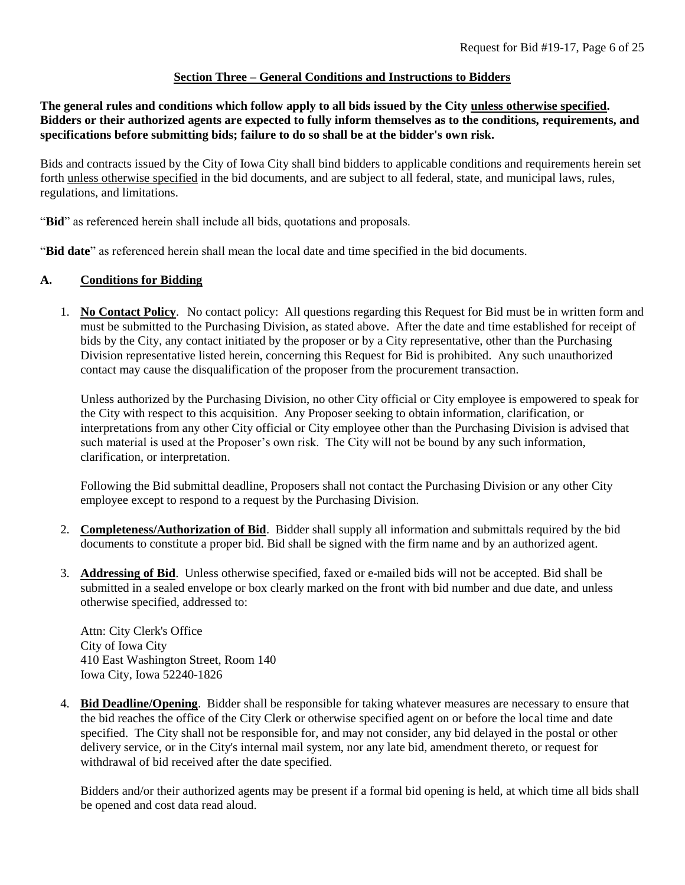## Section Three – General Conditions and Instructions to Bidders

**The general rules and conditions which follow apply to all bids issued by the City unless otherwise specified. Bidders or their authorized agents are expected to fully inform themselves as to the conditions, requirements, and specifications before submitting bids; failure to do so shall be at the bidder's own risk.**

Bids and contracts issued by the City of Iowa City shall bind bidders to applicable conditions and requirements herein set forth unless otherwise specified in the bid documents, and are subject to all federal, state, and municipal laws, rules, regulations, and limitations.

"**Bid**" as referenced herein shall include all bids, quotations and proposals.

"**Bid date**" as referenced herein shall mean the local date and time specified in the bid documents.

### A. Conditions for Bidding

1. **No Contact Policy**. No contact policy: All questions regarding this Request for Bid must be in written form and must be submitted to the Purchasing Division, as stated above. After the date and time established for receipt of bids by the City, any contact initiated by the proposer or by a City representative, other than the Purchasing Division representative listed herein, concerning this Request for Bid is prohibited. Any such unauthorized contact may cause the disqualification of the proposer from the procurement transaction.

   Unless authorized by the Purchasing Division, no other City official or City employee is empowered to speak for the City with respect to this acquisition. Any Proposer seeking to obtain information, clarification, or interpretations from any other City official or City employee other than the Purchasing Division is advised that such material is used at the Proposer's own risk. The City will not be bound by any such information, clarification, or interpretation.

   Following the Bid submittal deadline, Proposers shall not contact the Purchasing Division or any other City employee except to respond to a request by the Purchasing Division.

2. **Completeness/Authorization of Bid**. Bidder shall supply all information and submittals required by the bid documents to constitute a proper bid. Bid shall be signed with the firm name and by an authorized agent.

3. **Addressing of Bid**. Unless otherwise specified, faxed or e-mailed bids will not be accepted. Bid shall be submitted in a sealed envelope or box clearly marked on the front with bid number and due date, and unless otherwise specified, addressed to:

   Attn: City Clerk's Office
   City of Iowa City
   410 East Washington Street, Room 140
   Iowa City, Iowa 52240-1826

4. **Bid Deadline/Opening**. Bidder shall be responsible for taking whatever measures are necessary to ensure that the bid reaches the office of the City Clerk or otherwise specified agent on or before the local time and date specified. The City shall not be responsible for, and may not consider, any bid delayed in the postal or other delivery service, or in the City's internal mail system, nor any late bid, amendment thereto, or request for withdrawal of bid received after the date specified.

   Bidders and/or their authorized agents may be present if a formal bid opening is held, at which time all bids shall be opened and cost data read aloud.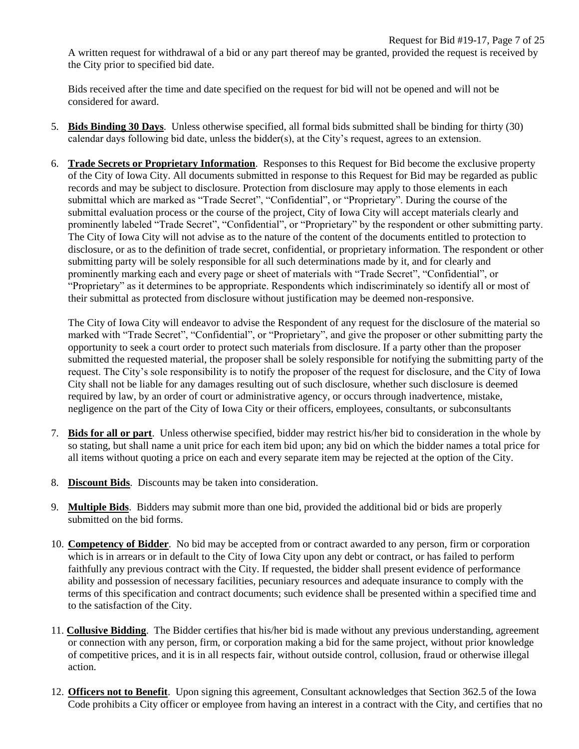A written request for withdrawal of a bid or any part thereof may be granted, provided the request is received by the City prior to specified bid date.

Bids received after the time and date specified on the request for bid will not be opened and will not be considered for award.

5. **Bids Binding 30 Days**. Unless otherwise specified, all formal bids submitted shall be binding for thirty (30) calendar days following bid date, unless the bidder(s), at the City's request, agrees to an extension.

6. **Trade Secrets or Proprietary Information**. Responses to this Request for Bid become the exclusive property of the City of Iowa City. All documents submitted in response to this Request for Bid may be regarded as public records and may be subject to disclosure. Protection from disclosure may apply to those elements in each submittal which are marked as "Trade Secret", "Confidential", or "Proprietary". During the course of the submittal evaluation process or the course of the project, City of Iowa City will accept materials clearly and prominently labeled "Trade Secret", "Confidential", or "Proprietary" by the respondent or other submitting party. The City of Iowa City will not advise as to the nature of the content of the documents entitled to protection to disclosure, or as to the definition of trade secret, confidential, or proprietary information. The respondent or other submitting party will be solely responsible for all such determinations made by it, and for clearly and prominently marking each and every page or sheet of materials with "Trade Secret", "Confidential", or "Proprietary" as it determines to be appropriate. Respondents which indiscriminately so identify all or most of their submittal as protected from disclosure without justification may be deemed non-responsive.

   The City of Iowa City will endeavor to advise the Respondent of any request for the disclosure of the material so marked with "Trade Secret", "Confidential", or "Proprietary", and give the proposer or other submitting party the opportunity to seek a court order to protect such materials from disclosure. If a party other than the proposer submitted the requested material, the proposer shall be solely responsible for notifying the submitting party of the request. The City's sole responsibility is to notify the proposer of the request for disclosure, and the City of Iowa City shall not be liable for any damages resulting out of such disclosure, whether such disclosure is deemed required by law, by an order of court or administrative agency, or occurs through inadvertence, mistake, negligence on the part of the City of Iowa City or their officers, employees, consultants, or subconsultants

7. **Bids for all or part**. Unless otherwise specified, bidder may restrict his/her bid to consideration in the whole by so stating, but shall name a unit price for each item bid upon; any bid on which the bidder names a total price for all items without quoting a price on each and every separate item may be rejected at the option of the City.

8. **Discount Bids**. Discounts may be taken into consideration.

9. **Multiple Bids**. Bidders may submit more than one bid, provided the additional bid or bids are properly submitted on the bid forms.

10. **Competency of Bidder**. No bid may be accepted from or contract awarded to any person, firm or corporation which is in arrears or in default to the City of Iowa City upon any debt or contract, or has failed to perform faithfully any previous contract with the City. If requested, the bidder shall present evidence of performance ability and possession of necessary facilities, pecuniary resources and adequate insurance to comply with the terms of this specification and contract documents; such evidence shall be presented within a specified time and to the satisfaction of the City.

11. **Collusive Bidding**. The Bidder certifies that his/her bid is made without any previous understanding, agreement or connection with any person, firm, or corporation making a bid for the same project, without prior knowledge of competitive prices, and it is in all respects fair, without outside control, collusion, fraud or otherwise illegal action.

12. **Officers not to Benefit**. Upon signing this agreement, Consultant acknowledges that Section 362.5 of the Iowa Code prohibits a City officer or employee from having an interest in a contract with the City, and certifies that no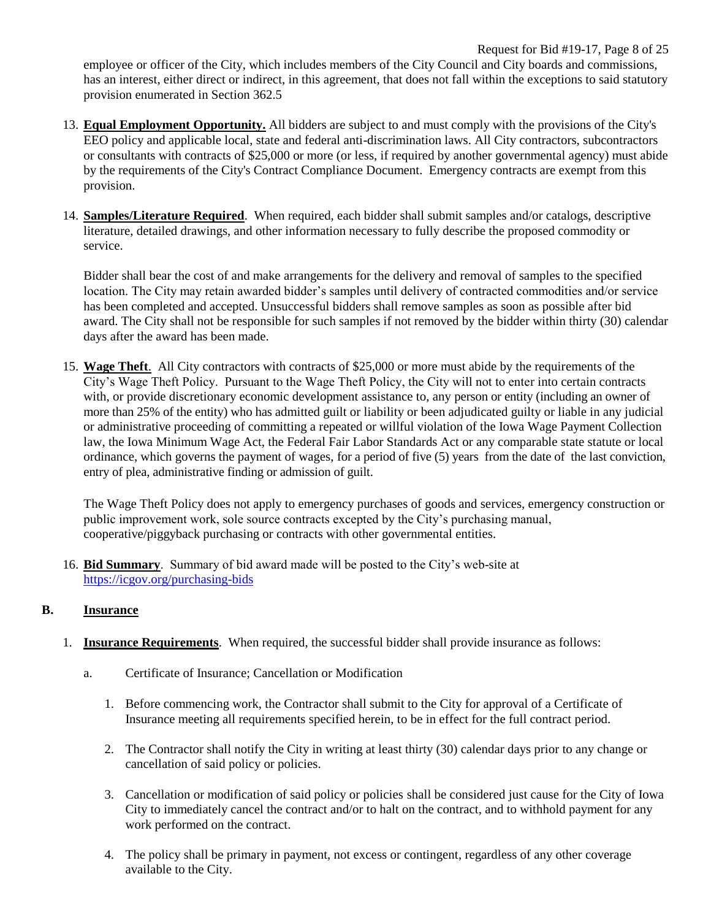employee or officer of the City, which includes members of the City Council and City boards and commissions, has an interest, either direct or indirect, in this agreement, that does not fall within the exceptions to said statutory provision enumerated in Section 362.5

13. **Equal Employment Opportunity.** All bidders are subject to and must comply with the provisions of the City's EEO policy and applicable local, state and federal anti-discrimination laws. All City contractors, subcontractors or consultants with contracts of $25,000 or more (or less, if required by another governmental agency) must abide by the requirements of the City's Contract Compliance Document. Emergency contracts are exempt from this provision.

14. **Samples/Literature Required**. When required, each bidder shall submit samples and/or catalogs, descriptive literature, detailed drawings, and other information necessary to fully describe the proposed commodity or service.

    Bidder shall bear the cost of and make arrangements for the delivery and removal of samples to the specified location. The City may retain awarded bidder's samples until delivery of contracted commodities and/or service has been completed and accepted. Unsuccessful bidders shall remove samples as soon as possible after bid award. The City shall not be responsible for such samples if not removed by the bidder within thirty (30) calendar days after the award has been made.

15. **Wage Theft**. All City contractors with contracts of $25,000 or more must abide by the requirements of the City's Wage Theft Policy. Pursuant to the Wage Theft Policy, the City will not to enter into certain contracts with, or provide discretionary economic development assistance to, any person or entity (including an owner of more than 25% of the entity) who has admitted guilt or liability or been adjudicated guilty or liable in any judicial or administrative proceeding of committing a repeated or willful violation of the Iowa Wage Payment Collection law, the Iowa Minimum Wage Act, the Federal Fair Labor Standards Act or any comparable state statute or local ordinance, which governs the payment of wages, for a period of five (5) years from the date of the last conviction, entry of plea, administrative finding or admission of guilt.

    The Wage Theft Policy does not apply to emergency purchases of goods and services, emergency construction or public improvement work, sole source contracts excepted by the City's purchasing manual, cooperative/piggyback purchasing or contracts with other governmental entities.

16. **Bid Summary**. Summary of bid award made will be posted to the City's web-site at https://icgov.org/purchasing-bids

## B. Insurance

1. **Insurance Requirements**. When required, the successful bidder shall provide insurance as follows:

   a. Certificate of Insurance; Cancellation or Modification

      1. Before commencing work, the Contractor shall submit to the City for approval of a Certificate of Insurance meeting all requirements specified herein, to be in effect for the full contract period.

      2. The Contractor shall notify the City in writing at least thirty (30) calendar days prior to any change or cancellation of said policy or policies.

      3. Cancellation or modification of said policy or policies shall be considered just cause for the City of Iowa City to immediately cancel the contract and/or to halt on the contract, and to withhold payment for any work performed on the contract.

      4. The policy shall be primary in payment, not excess or contingent, regardless of any other coverage available to the City.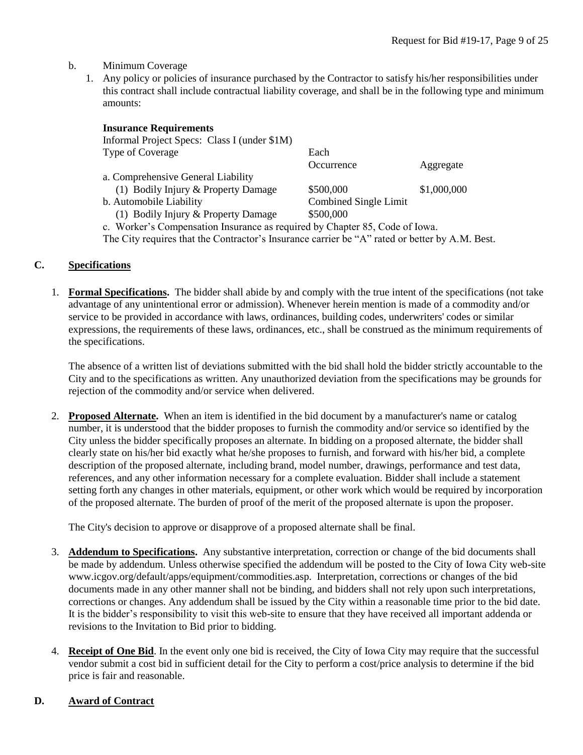b. Minimum Coverage

1. Any policy or policies of insurance purchased by the Contractor to satisfy his/her responsibilities under this contract shall include contractual liability coverage, and shall be in the following type and minimum amounts:

**Insurance Requirements**

Informal Project Specs: Class I (under $1M)

| Type of Coverage | Each Occurrence | Aggregate |
|---|---|---|
| a. Comprehensive General Liability | | |
| (1) Bodily Injury & Property Damage | $500,000 | $1,000,000 |
| b. Automobile Liability | Combined Single Limit | |
| (1) Bodily Injury & Property Damage | $500,000 | |

c. Worker's Compensation Insurance as required by Chapter 85, Code of Iowa.

The City requires that the Contractor's Insurance carrier be "A" rated or better by A.M. Best.

## C. Specifications

1. **Formal Specifications.** The bidder shall abide by and comply with the true intent of the specifications (not take advantage of any unintentional error or admission). Whenever herein mention is made of a commodity and/or service to be provided in accordance with laws, ordinances, building codes, underwriters' codes or similar expressions, the requirements of these laws, ordinances, etc., shall be construed as the minimum requirements of the specifications.

   The absence of a written list of deviations submitted with the bid shall hold the bidder strictly accountable to the City and to the specifications as written. Any unauthorized deviation from the specifications may be grounds for rejection of the commodity and/or service when delivered.

2. **Proposed Alternate.** When an item is identified in the bid document by a manufacturer's name or catalog number, it is understood that the bidder proposes to furnish the commodity and/or service so identified by the City unless the bidder specifically proposes an alternate. In bidding on a proposed alternate, the bidder shall clearly state on his/her bid exactly what he/she proposes to furnish, and forward with his/her bid, a complete description of the proposed alternate, including brand, model number, drawings, performance and test data, references, and any other information necessary for a complete evaluation. Bidder shall include a statement setting forth any changes in other materials, equipment, or other work which would be required by incorporation of the proposed alternate. The burden of proof of the merit of the proposed alternate is upon the proposer.

   The City's decision to approve or disapprove of a proposed alternate shall be final.

3. **Addendum to Specifications.** Any substantive interpretation, correction or change of the bid documents shall be made by addendum. Unless otherwise specified the addendum will be posted to the City of Iowa City web-site www.icgov.org/default/apps/equipment/commodities.asp. Interpretation, corrections or changes of the bid documents made in any other manner shall not be binding, and bidders shall not rely upon such interpretations, corrections or changes. Any addendum shall be issued by the City within a reasonable time prior to the bid date. It is the bidder's responsibility to visit this web-site to ensure that they have received all important addenda or revisions to the Invitation to Bid prior to bidding.

4. **Receipt of One Bid**. In the event only one bid is received, the City of Iowa City may require that the successful vendor submit a cost bid in sufficient detail for the City to perform a cost/price analysis to determine if the bid price is fair and reasonable.

## D. Award of Contract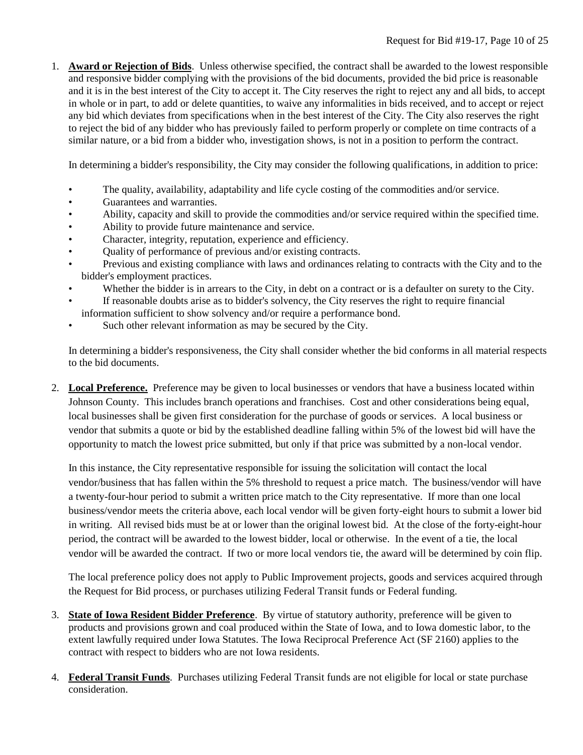1. **Award or Rejection of Bids**. Unless otherwise specified, the contract shall be awarded to the lowest responsible and responsive bidder complying with the provisions of the bid documents, provided the bid price is reasonable and it is in the best interest of the City to accept it. The City reserves the right to reject any and all bids, to accept in whole or in part, to add or delete quantities, to waive any informalities in bids received, and to accept or reject any bid which deviates from specifications when in the best interest of the City. The City also reserves the right to reject the bid of any bidder who has previously failed to perform properly or complete on time contracts of a similar nature, or a bid from a bidder who, investigation shows, is not in a position to perform the contract.

   In determining a bidder's responsibility, the City may consider the following qualifications, in addition to price:

   - The quality, availability, adaptability and life cycle costing of the commodities and/or service.
   - Guarantees and warranties.
   - Ability, capacity and skill to provide the commodities and/or service required within the specified time.
   - Ability to provide future maintenance and service.
   - Character, integrity, reputation, experience and efficiency.
   - Quality of performance of previous and/or existing contracts.
   - Previous and existing compliance with laws and ordinances relating to contracts with the City and to the bidder's employment practices.
   - Whether the bidder is in arrears to the City, in debt on a contract or is a defaulter on surety to the City.
   - If reasonable doubts arise as to bidder's solvency, the City reserves the right to require financial information sufficient to show solvency and/or require a performance bond.
   - Such other relevant information as may be secured by the City.

   In determining a bidder's responsiveness, the City shall consider whether the bid conforms in all material respects to the bid documents.

2. **Local Preference.** Preference may be given to local businesses or vendors that have a business located within Johnson County. This includes branch operations and franchises. Cost and other considerations being equal, local businesses shall be given first consideration for the purchase of goods or services. A local business or vendor that submits a quote or bid by the established deadline falling within 5% of the lowest bid will have the opportunity to match the lowest price submitted, but only if that price was submitted by a non-local vendor.

   In this instance, the City representative responsible for issuing the solicitation will contact the local vendor/business that has fallen within the 5% threshold to request a price match. The business/vendor will have a twenty-four-hour period to submit a written price match to the City representative. If more than one local business/vendor meets the criteria above, each local vendor will be given forty-eight hours to submit a lower bid in writing. All revised bids must be at or lower than the original lowest bid. At the close of the forty-eight-hour period, the contract will be awarded to the lowest bidder, local or otherwise. In the event of a tie, the local vendor will be awarded the contract. If two or more local vendors tie, the award will be determined by coin flip.

   The local preference policy does not apply to Public Improvement projects, goods and services acquired through the Request for Bid process, or purchases utilizing Federal Transit funds or Federal funding.

3. **State of Iowa Resident Bidder Preference**. By virtue of statutory authority, preference will be given to products and provisions grown and coal produced within the State of Iowa, and to Iowa domestic labor, to the extent lawfully required under Iowa Statutes. The Iowa Reciprocal Preference Act (SF 2160) applies to the contract with respect to bidders who are not Iowa residents.

4. **Federal Transit Funds**. Purchases utilizing Federal Transit funds are not eligible for local or state purchase consideration.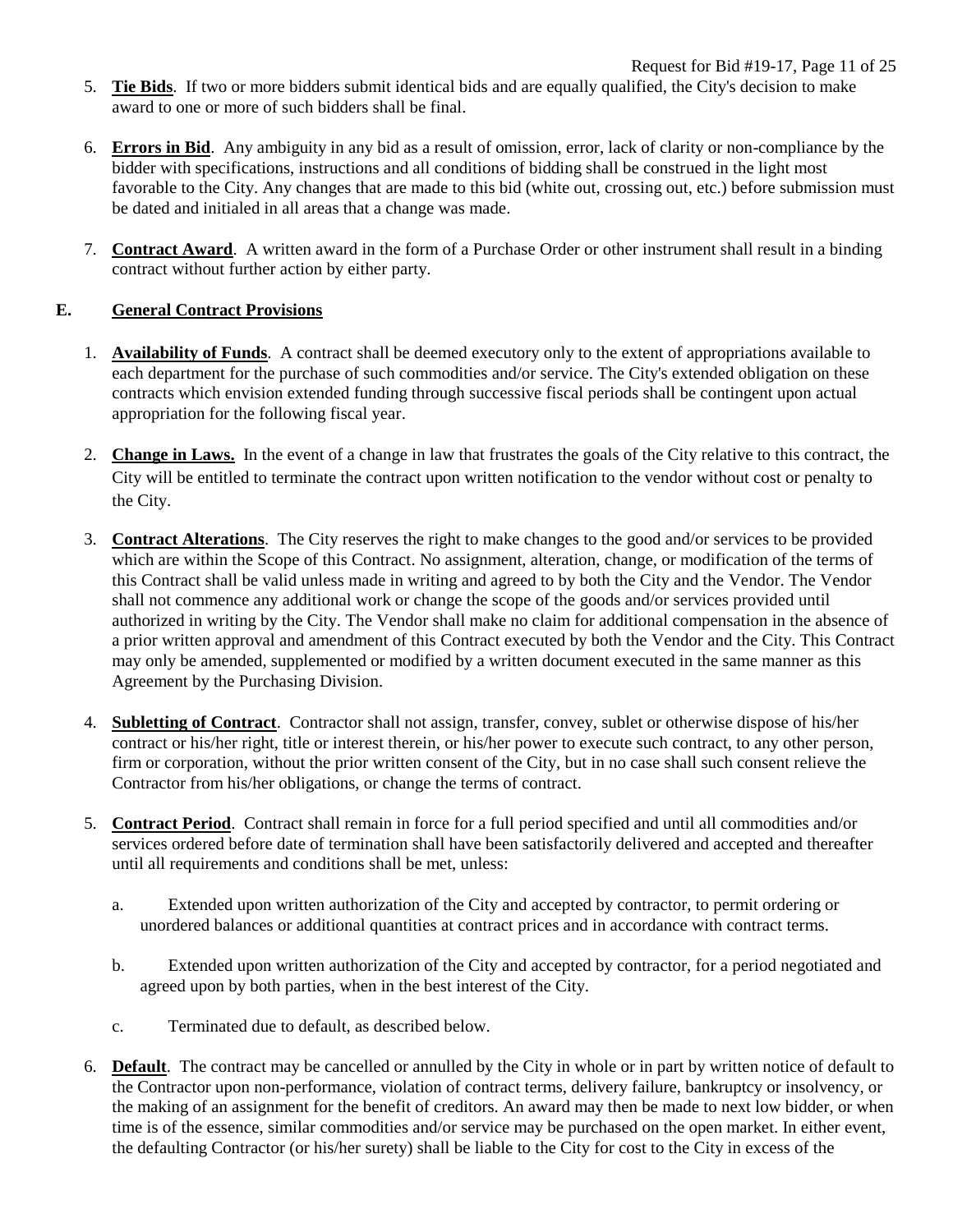5. **Tie Bids**. If two or more bidders submit identical bids and are equally qualified, the City's decision to make award to one or more of such bidders shall be final.

6. **Errors in Bid**. Any ambiguity in any bid as a result of omission, error, lack of clarity or non-compliance by the bidder with specifications, instructions and all conditions of bidding shall be construed in the light most favorable to the City. Any changes that are made to this bid (white out, crossing out, etc.) before submission must be dated and initialed in all areas that a change was made.

7. **Contract Award**. A written award in the form of a Purchase Order or other instrument shall result in a binding contract without further action by either party.

## E. General Contract Provisions

1. **Availability of Funds**. A contract shall be deemed executory only to the extent of appropriations available to each department for the purchase of such commodities and/or service. The City's extended obligation on these contracts which envision extended funding through successive fiscal periods shall be contingent upon actual appropriation for the following fiscal year.

2. **Change in Laws.** In the event of a change in law that frustrates the goals of the City relative to this contract, the City will be entitled to terminate the contract upon written notification to the vendor without cost or penalty to the City.

3. **Contract Alterations**. The City reserves the right to make changes to the good and/or services to be provided which are within the Scope of this Contract. No assignment, alteration, change, or modification of the terms of this Contract shall be valid unless made in writing and agreed to by both the City and the Vendor. The Vendor shall not commence any additional work or change the scope of the goods and/or services provided until authorized in writing by the City. The Vendor shall make no claim for additional compensation in the absence of a prior written approval and amendment of this Contract executed by both the Vendor and the City. This Contract may only be amended, supplemented or modified by a written document executed in the same manner as this Agreement by the Purchasing Division.

4. **Subletting of Contract**. Contractor shall not assign, transfer, convey, sublet or otherwise dispose of his/her contract or his/her right, title or interest therein, or his/her power to execute such contract, to any other person, firm or corporation, without the prior written consent of the City, but in no case shall such consent relieve the Contractor from his/her obligations, or change the terms of contract.

5. **Contract Period**. Contract shall remain in force for a full period specified and until all commodities and/or services ordered before date of termination shall have been satisfactorily delivered and accepted and thereafter until all requirements and conditions shall be met, unless:

   a. Extended upon written authorization of the City and accepted by contractor, to permit ordering or unordered balances or additional quantities at contract prices and in accordance with contract terms.

   b. Extended upon written authorization of the City and accepted by contractor, for a period negotiated and agreed upon by both parties, when in the best interest of the City.

   c. Terminated due to default, as described below.

6. **Default**. The contract may be cancelled or annulled by the City in whole or in part by written notice of default to the Contractor upon non-performance, violation of contract terms, delivery failure, bankruptcy or insolvency, or the making of an assignment for the benefit of creditors. An award may then be made to next low bidder, or when time is of the essence, similar commodities and/or service may be purchased on the open market. In either event, the defaulting Contractor (or his/her surety) shall be liable to the City for cost to the City in excess of the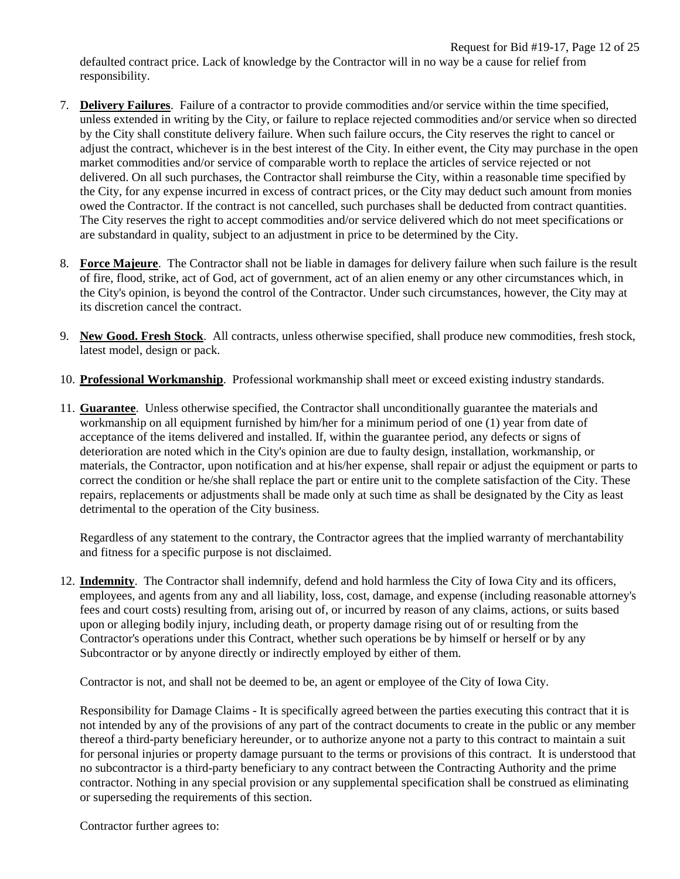defaulted contract price. Lack of knowledge by the Contractor will in no way be a cause for relief from responsibility.

7. **Delivery Failures**. Failure of a contractor to provide commodities and/or service within the time specified, unless extended in writing by the City, or failure to replace rejected commodities and/or service when so directed by the City shall constitute delivery failure. When such failure occurs, the City reserves the right to cancel or adjust the contract, whichever is in the best interest of the City. In either event, the City may purchase in the open market commodities and/or service of comparable worth to replace the articles of service rejected or not delivered. On all such purchases, the Contractor shall reimburse the City, within a reasonable time specified by the City, for any expense incurred in excess of contract prices, or the City may deduct such amount from monies owed the Contractor. If the contract is not cancelled, such purchases shall be deducted from contract quantities. The City reserves the right to accept commodities and/or service delivered which do not meet specifications or are substandard in quality, subject to an adjustment in price to be determined by the City.

8. **Force Majeure**. The Contractor shall not be liable in damages for delivery failure when such failure is the result of fire, flood, strike, act of God, act of government, act of an alien enemy or any other circumstances which, in the City's opinion, is beyond the control of the Contractor. Under such circumstances, however, the City may at its discretion cancel the contract.

9. **New Good. Fresh Stock**. All contracts, unless otherwise specified, shall produce new commodities, fresh stock, latest model, design or pack.

10. **Professional Workmanship**. Professional workmanship shall meet or exceed existing industry standards.

11. **Guarantee**. Unless otherwise specified, the Contractor shall unconditionally guarantee the materials and workmanship on all equipment furnished by him/her for a minimum period of one (1) year from date of acceptance of the items delivered and installed. If, within the guarantee period, any defects or signs of deterioration are noted which in the City's opinion are due to faulty design, installation, workmanship, or materials, the Contractor, upon notification and at his/her expense, shall repair or adjust the equipment or parts to correct the condition or he/she shall replace the part or entire unit to the complete satisfaction of the City. These repairs, replacements or adjustments shall be made only at such time as shall be designated by the City as least detrimental to the operation of the City business.

    Regardless of any statement to the contrary, the Contractor agrees that the implied warranty of merchantability and fitness for a specific purpose is not disclaimed.

12. **Indemnity**. The Contractor shall indemnify, defend and hold harmless the City of Iowa City and its officers, employees, and agents from any and all liability, loss, cost, damage, and expense (including reasonable attorney's fees and court costs) resulting from, arising out of, or incurred by reason of any claims, actions, or suits based upon or alleging bodily injury, including death, or property damage rising out of or resulting from the Contractor's operations under this Contract, whether such operations be by himself or herself or by any Subcontractor or by anyone directly or indirectly employed by either of them.

    Contractor is not, and shall not be deemed to be, an agent or employee of the City of Iowa City.

    Responsibility for Damage Claims - It is specifically agreed between the parties executing this contract that it is not intended by any of the provisions of any part of the contract documents to create in the public or any member thereof a third-party beneficiary hereunder, or to authorize anyone not a party to this contract to maintain a suit for personal injuries or property damage pursuant to the terms or provisions of this contract. It is understood that no subcontractor is a third-party beneficiary to any contract between the Contracting Authority and the prime contractor. Nothing in any special provision or any supplemental specification shall be construed as eliminating or superseding the requirements of this section.

    Contractor further agrees to: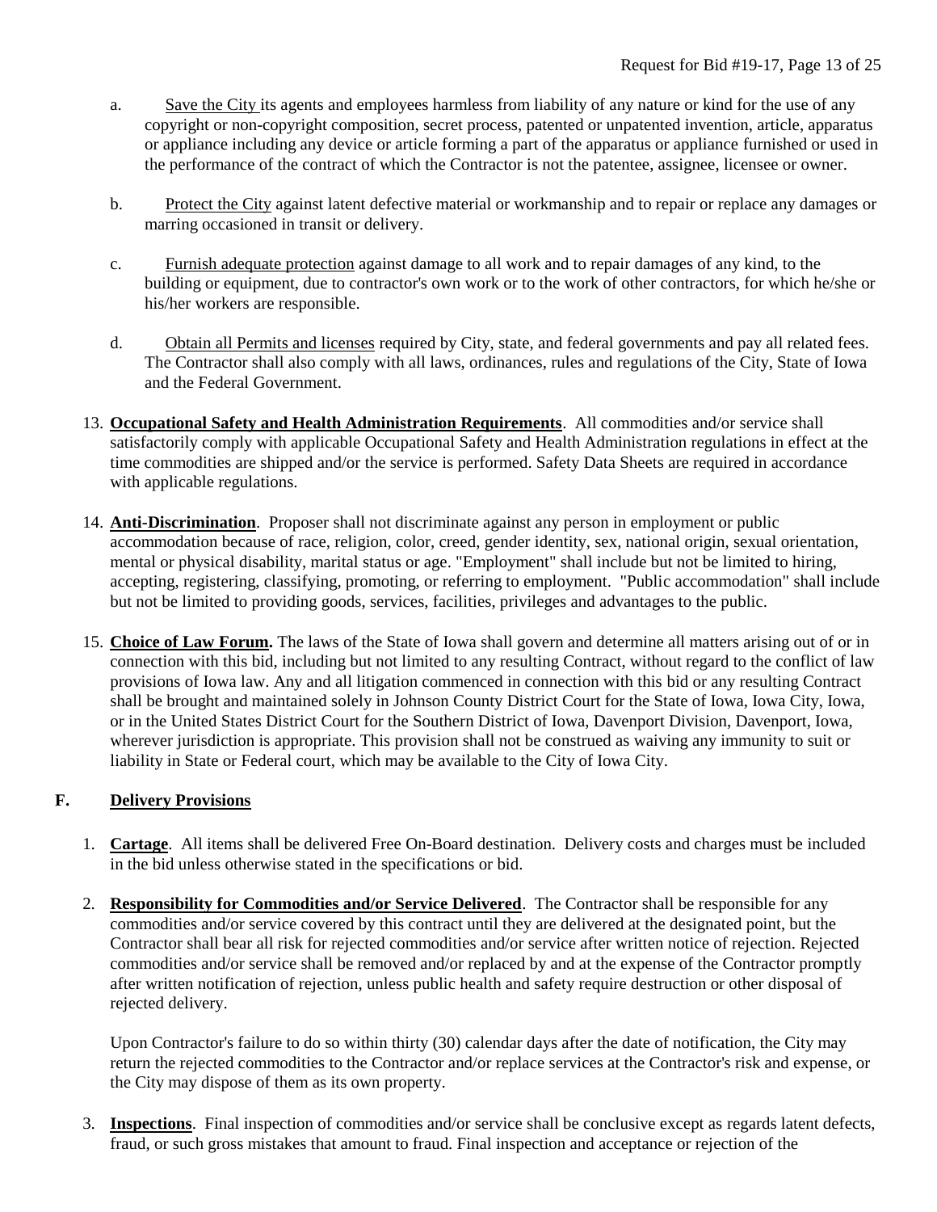a. <u>Save the City</u> its agents and employees harmless from liability of any nature or kind for the use of any copyright or non-copyright composition, secret process, patented or unpatented invention, article, apparatus or appliance including any device or article forming a part of the apparatus or appliance furnished or used in the performance of the contract of which the Contractor is not the patentee, assignee, licensee or owner.

b. <u>Protect the City</u> against latent defective material or workmanship and to repair or replace any damages or marring occasioned in transit or delivery.

c. <u>Furnish adequate protection</u> against damage to all work and to repair damages of any kind, to the building or equipment, due to contractor's own work or to the work of other contractors, for which he/she or his/her workers are responsible.

d. <u>Obtain all Permits and licenses</u> required by City, state, and federal governments and pay all related fees. The Contractor shall also comply with all laws, ordinances, rules and regulations of the City, State of Iowa and the Federal Government.

13. **<u>Occupational Safety and Health Administration Requirements</u>**. All commodities and/or service shall satisfactorily comply with applicable Occupational Safety and Health Administration regulations in effect at the time commodities are shipped and/or the service is performed. Safety Data Sheets are required in accordance with applicable regulations.

14. **<u>Anti-Discrimination</u>**. Proposer shall not discriminate against any person in employment or public accommodation because of race, religion, color, creed, gender identity, sex, national origin, sexual orientation, mental or physical disability, marital status or age. "Employment" shall include but not be limited to hiring, accepting, registering, classifying, promoting, or referring to employment. "Public accommodation" shall include but not be limited to providing goods, services, facilities, privileges and advantages to the public.

15. **<u>Choice of Law Forum</u>.** The laws of the State of Iowa shall govern and determine all matters arising out of or in connection with this bid, including but not limited to any resulting Contract, without regard to the conflict of law provisions of Iowa law. Any and all litigation commenced in connection with this bid or any resulting Contract shall be brought and maintained solely in Johnson County District Court for the State of Iowa, Iowa City, Iowa, or in the United States District Court for the Southern District of Iowa, Davenport Division, Davenport, Iowa, wherever jurisdiction is appropriate. This provision shall not be construed as waiving any immunity to suit or liability in State or Federal court, which may be available to the City of Iowa City.

## F. <u>Delivery Provisions</u>

1. **<u>Cartage</u>**. All items shall be delivered Free On-Board destination. Delivery costs and charges must be included in the bid unless otherwise stated in the specifications or bid.

2. **<u>Responsibility for Commodities and/or Service Delivered</u>**. The Contractor shall be responsible for any commodities and/or service covered by this contract until they are delivered at the designated point, but the Contractor shall bear all risk for rejected commodities and/or service after written notice of rejection. Rejected commodities and/or service shall be removed and/or replaced by and at the expense of the Contractor promptly after written notification of rejection, unless public health and safety require destruction or other disposal of rejected delivery.

   Upon Contractor's failure to do so within thirty (30) calendar days after the date of notification, the City may return the rejected commodities to the Contractor and/or replace services at the Contractor's risk and expense, or the City may dispose of them as its own property.

3. **<u>Inspections</u>**. Final inspection of commodities and/or service shall be conclusive except as regards latent defects, fraud, or such gross mistakes that amount to fraud. Final inspection and acceptance or rejection of the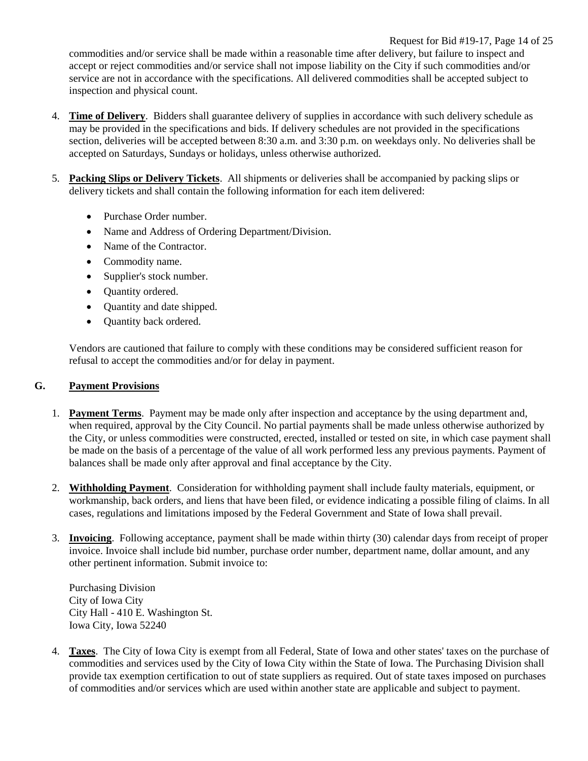commodities and/or service shall be made within a reasonable time after delivery, but failure to inspect and accept or reject commodities and/or service shall not impose liability on the City if such commodities and/or service are not in accordance with the specifications. All delivered commodities shall be accepted subject to inspection and physical count.

4. **Time of Delivery**. Bidders shall guarantee delivery of supplies in accordance with such delivery schedule as may be provided in the specifications and bids. If delivery schedules are not provided in the specifications section, deliveries will be accepted between 8:30 a.m. and 3:30 p.m. on weekdays only. No deliveries shall be accepted on Saturdays, Sundays or holidays, unless otherwise authorized.

5. **Packing Slips or Delivery Tickets**. All shipments or deliveries shall be accompanied by packing slips or delivery tickets and shall contain the following information for each item delivered:

   - Purchase Order number.
   - Name and Address of Ordering Department/Division.
   - Name of the Contractor.
   - Commodity name.
   - Supplier's stock number.
   - Quantity ordered.
   - Quantity and date shipped.
   - Quantity back ordered.

   Vendors are cautioned that failure to comply with these conditions may be considered sufficient reason for refusal to accept the commodities and/or for delay in payment.

## G. Payment Provisions

1. **Payment Terms**. Payment may be made only after inspection and acceptance by the using department and, when required, approval by the City Council. No partial payments shall be made unless otherwise authorized by the City, or unless commodities were constructed, erected, installed or tested on site, in which case payment shall be made on the basis of a percentage of the value of all work performed less any previous payments. Payment of balances shall be made only after approval and final acceptance by the City.

2. **Withholding Payment**. Consideration for withholding payment shall include faulty materials, equipment, or workmanship, back orders, and liens that have been filed, or evidence indicating a possible filing of claims. In all cases, regulations and limitations imposed by the Federal Government and State of Iowa shall prevail.

3. **Invoicing**. Following acceptance, payment shall be made within thirty (30) calendar days from receipt of proper invoice. Invoice shall include bid number, purchase order number, department name, dollar amount, and any other pertinent information. Submit invoice to:

   Purchasing Division
   City of Iowa City
   City Hall - 410 E. Washington St.
   Iowa City, Iowa 52240

4. **Taxes**. The City of Iowa City is exempt from all Federal, State of Iowa and other states' taxes on the purchase of commodities and services used by the City of Iowa City within the State of Iowa. The Purchasing Division shall provide tax exemption certification to out of state suppliers as required. Out of state taxes imposed on purchases of commodities and/or services which are used within another state are applicable and subject to payment.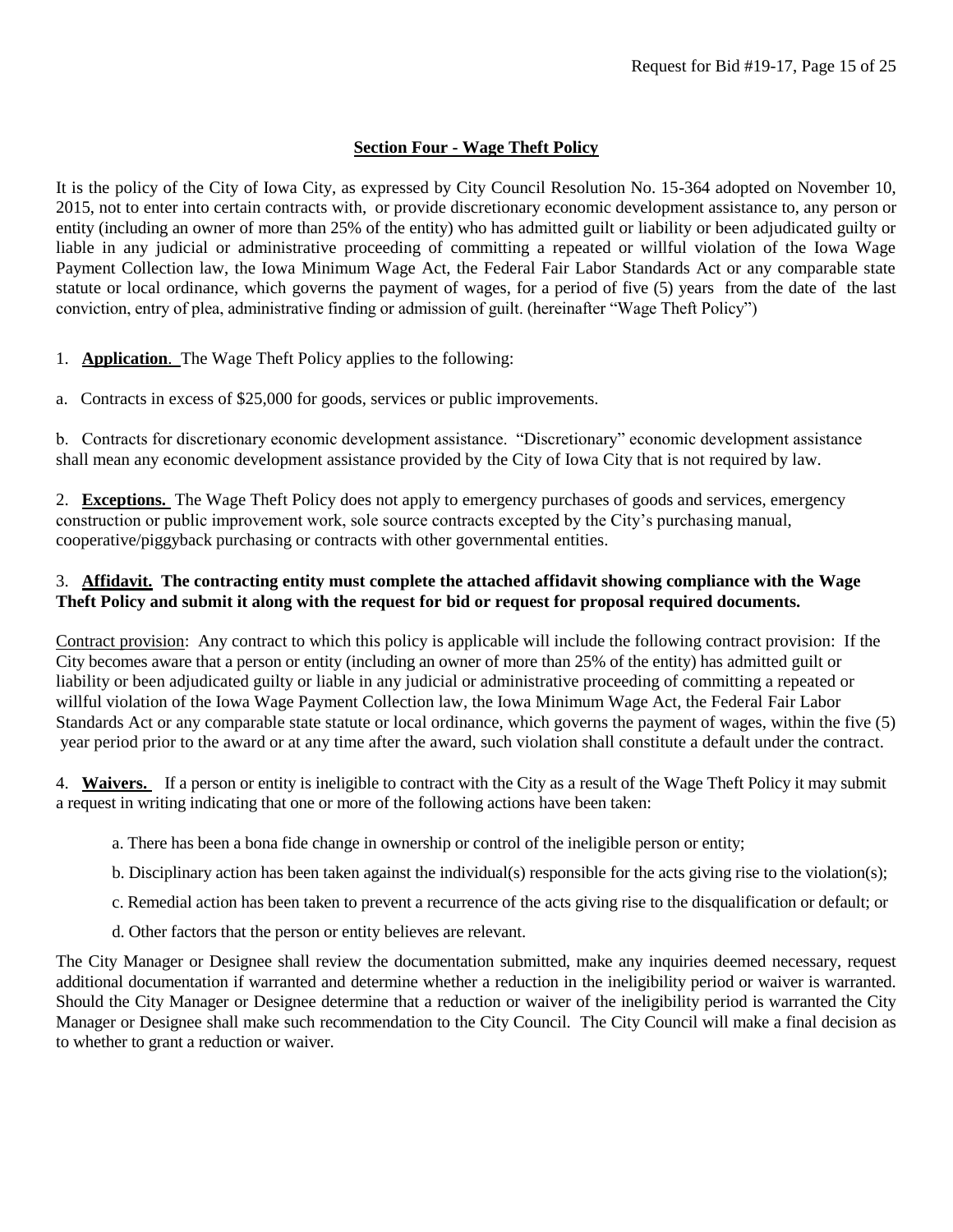## Section Four - Wage Theft Policy

It is the policy of the City of Iowa City, as expressed by City Council Resolution No. 15-364 adopted on November 10, 2015, not to enter into certain contracts with, or provide discretionary economic development assistance to, any person or entity (including an owner of more than 25% of the entity) who has admitted guilt or liability or been adjudicated guilty or liable in any judicial or administrative proceeding of committing a repeated or willful violation of the Iowa Wage Payment Collection law, the Iowa Minimum Wage Act, the Federal Fair Labor Standards Act or any comparable state statute or local ordinance, which governs the payment of wages, for a period of five (5) years from the date of the last conviction, entry of plea, administrative finding or admission of guilt. (hereinafter "Wage Theft Policy")

1. **Application**. The Wage Theft Policy applies to the following:

a. Contracts in excess of $25,000 for goods, services or public improvements.

b. Contracts for discretionary economic development assistance. "Discretionary" economic development assistance shall mean any economic development assistance provided by the City of Iowa City that is not required by law.

2. **Exceptions.** The Wage Theft Policy does not apply to emergency purchases of goods and services, emergency construction or public improvement work, sole source contracts excepted by the City's purchasing manual, cooperative/piggyback purchasing or contracts with other governmental entities.

3. **Affidavit. The contracting entity must complete the attached affidavit showing compliance with the Wage Theft Policy and submit it along with the request for bid or request for proposal required documents.**

Contract provision: Any contract to which this policy is applicable will include the following contract provision: If the City becomes aware that a person or entity (including an owner of more than 25% of the entity) has admitted guilt or liability or been adjudicated guilty or liable in any judicial or administrative proceeding of committing a repeated or willful violation of the Iowa Wage Payment Collection law, the Iowa Minimum Wage Act, the Federal Fair Labor Standards Act or any comparable state statute or local ordinance, which governs the payment of wages, within the five (5) year period prior to the award or at any time after the award, such violation shall constitute a default under the contract.

4. **Waivers.** If a person or entity is ineligible to contract with the City as a result of the Wage Theft Policy it may submit a request in writing indicating that one or more of the following actions have been taken:

   a. There has been a bona fide change in ownership or control of the ineligible person or entity;

   b. Disciplinary action has been taken against the individual(s) responsible for the acts giving rise to the violation(s);

   c. Remedial action has been taken to prevent a recurrence of the acts giving rise to the disqualification or default; or

   d. Other factors that the person or entity believes are relevant.

The City Manager or Designee shall review the documentation submitted, make any inquiries deemed necessary, request additional documentation if warranted and determine whether a reduction in the ineligibility period or waiver is warranted. Should the City Manager or Designee determine that a reduction or waiver of the ineligibility period is warranted the City Manager or Designee shall make such recommendation to the City Council. The City Council will make a final decision as to whether to grant a reduction or waiver.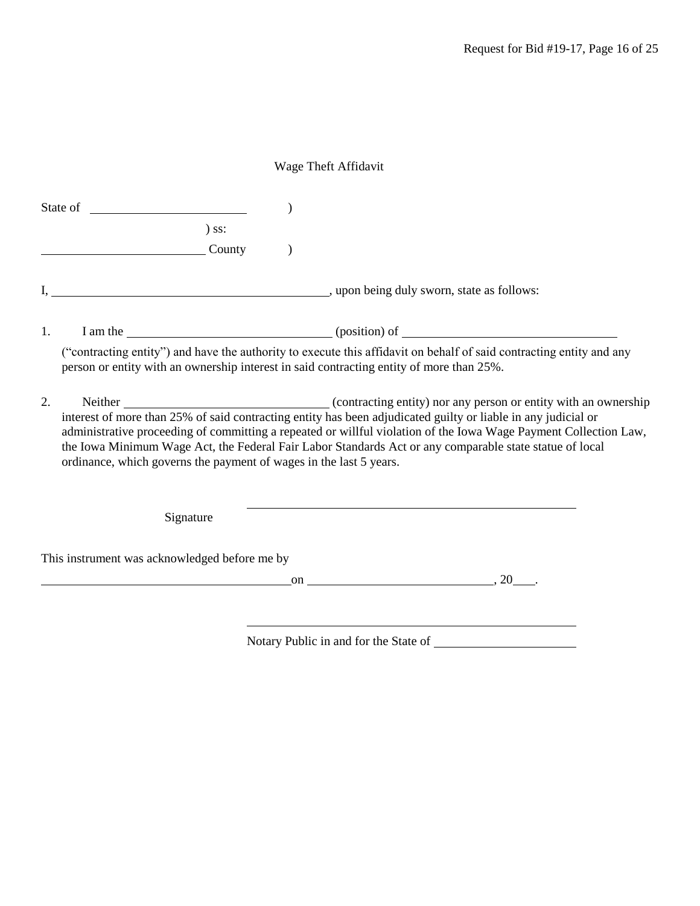# Wage Theft Affidavit

State of \_\_\_\_\_\_\_\_\_\_\_\_\_\_\_\_\_\_\_\_\_\_\_\_ )

) ss:

\_\_\_\_\_\_\_\_\_\_\_\_\_\_\_\_\_\_\_\_\_\_\_\_ County )

I, \_\_\_\_\_\_\_\_\_\_\_\_\_\_\_\_\_\_\_\_\_\_\_\_\_\_\_\_\_\_\_\_\_\_\_\_\_\_\_\_\_\_, upon being duly sworn, state as follows:

1. I am the \_\_\_\_\_\_\_\_\_\_\_\_\_\_\_\_\_\_\_\_\_\_\_\_\_\_\_\_\_\_ (position) of \_\_\_\_\_\_\_\_\_\_\_\_\_\_\_\_\_\_\_\_\_\_\_\_\_\_\_\_\_\_\_\_\_ ("contracting entity") and have the authority to execute this affidavit on behalf of said contracting entity and any person or entity with an ownership interest in said contracting entity of more than 25%.

2. Neither \_\_\_\_\_\_\_\_\_\_\_\_\_\_\_\_\_\_\_\_\_\_\_\_\_\_\_\_\_\_ (contracting entity) nor any person or entity with an ownership interest of more than 25% of said contracting entity has been adjudicated guilty or liable in any judicial or administrative proceeding of committing a repeated or willful violation of the Iowa Wage Payment Collection Law, the Iowa Minimum Wage Act, the Federal Fair Labor Standards Act or any comparable state statue of local ordinance, which governs the payment of wages in the last 5 years.

Signature \_\_\_\_\_\_\_\_\_\_\_\_\_\_\_\_\_\_\_\_\_\_\_\_\_\_\_\_\_\_\_\_\_\_\_\_\_\_\_\_\_\_\_\_\_\_\_\_\_\_

This instrument was acknowledged before me by

\_\_\_\_\_\_\_\_\_\_\_\_\_\_\_\_\_\_\_\_\_\_\_\_\_\_\_\_\_\_\_\_\_\_\_\_\_\_ on \_\_\_\_\_\_\_\_\_\_\_\_\_\_\_\_\_\_\_\_\_\_\_\_\_\_\_\_, 20\_\_\_.

\_\_\_\_\_\_\_\_\_\_\_\_\_\_\_\_\_\_\_\_\_\_\_\_\_\_\_\_\_\_\_\_\_\_\_\_\_\_\_\_\_\_\_\_\_\_\_\_\_\_

Notary Public in and for the State of \_\_\_\_\_\_\_\_\_\_\_\_\_\_\_\_\_\_\_\_\_\_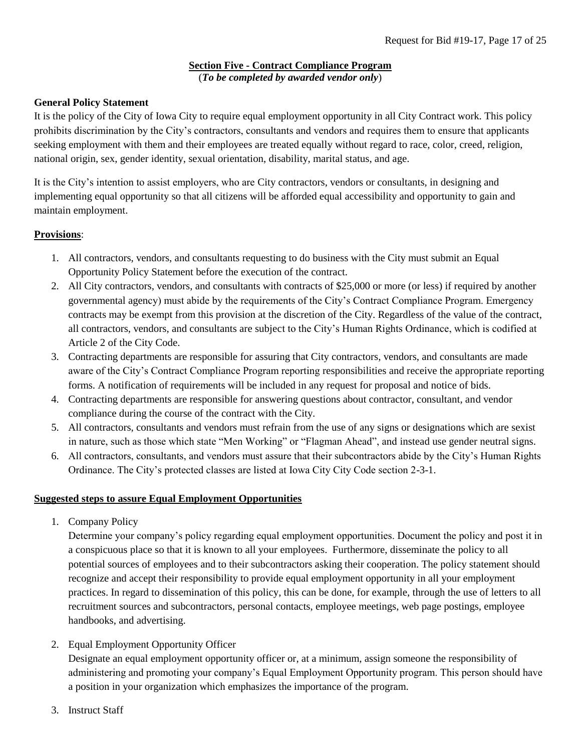## Section Five - Contract Compliance Program

(***To be completed by awarded vendor only***)

**General Policy Statement**

It is the policy of the City of Iowa City to require equal employment opportunity in all City Contract work. This policy prohibits discrimination by the City's contractors, consultants and vendors and requires them to ensure that applicants seeking employment with them and their employees are treated equally without regard to race, color, creed, religion, national origin, sex, gender identity, sexual orientation, disability, marital status, and age.

It is the City's intention to assist employers, who are City contractors, vendors or consultants, in designing and implementing equal opportunity so that all citizens will be afforded equal accessibility and opportunity to gain and maintain employment.

**Provisions**:

1. All contractors, vendors, and consultants requesting to do business with the City must submit an Equal Opportunity Policy Statement before the execution of the contract.
2. All City contractors, vendors, and consultants with contracts of $25,000 or more (or less) if required by another governmental agency) must abide by the requirements of the City's Contract Compliance Program. Emergency contracts may be exempt from this provision at the discretion of the City. Regardless of the value of the contract, all contractors, vendors, and consultants are subject to the City's Human Rights Ordinance, which is codified at Article 2 of the City Code.
3. Contracting departments are responsible for assuring that City contractors, vendors, and consultants are made aware of the City's Contract Compliance Program reporting responsibilities and receive the appropriate reporting forms. A notification of requirements will be included in any request for proposal and notice of bids.
4. Contracting departments are responsible for answering questions about contractor, consultant, and vendor compliance during the course of the contract with the City.
5. All contractors, consultants and vendors must refrain from the use of any signs or designations which are sexist in nature, such as those which state "Men Working" or "Flagman Ahead", and instead use gender neutral signs.
6. All contractors, consultants, and vendors must assure that their subcontractors abide by the City's Human Rights Ordinance. The City's protected classes are listed at Iowa City City Code section 2-3-1.

**Suggested steps to assure Equal Employment Opportunities**

1. Company Policy

   Determine your company's policy regarding equal employment opportunities. Document the policy and post it in a conspicuous place so that it is known to all your employees. Furthermore, disseminate the policy to all potential sources of employees and to their subcontractors asking their cooperation. The policy statement should recognize and accept their responsibility to provide equal employment opportunity in all your employment practices. In regard to dissemination of this policy, this can be done, for example, through the use of letters to all recruitment sources and subcontractors, personal contacts, employee meetings, web page postings, employee handbooks, and advertising.

2. Equal Employment Opportunity Officer

   Designate an equal employment opportunity officer or, at a minimum, assign someone the responsibility of administering and promoting your company's Equal Employment Opportunity program. This person should have a position in your organization which emphasizes the importance of the program.

3. Instruct Staff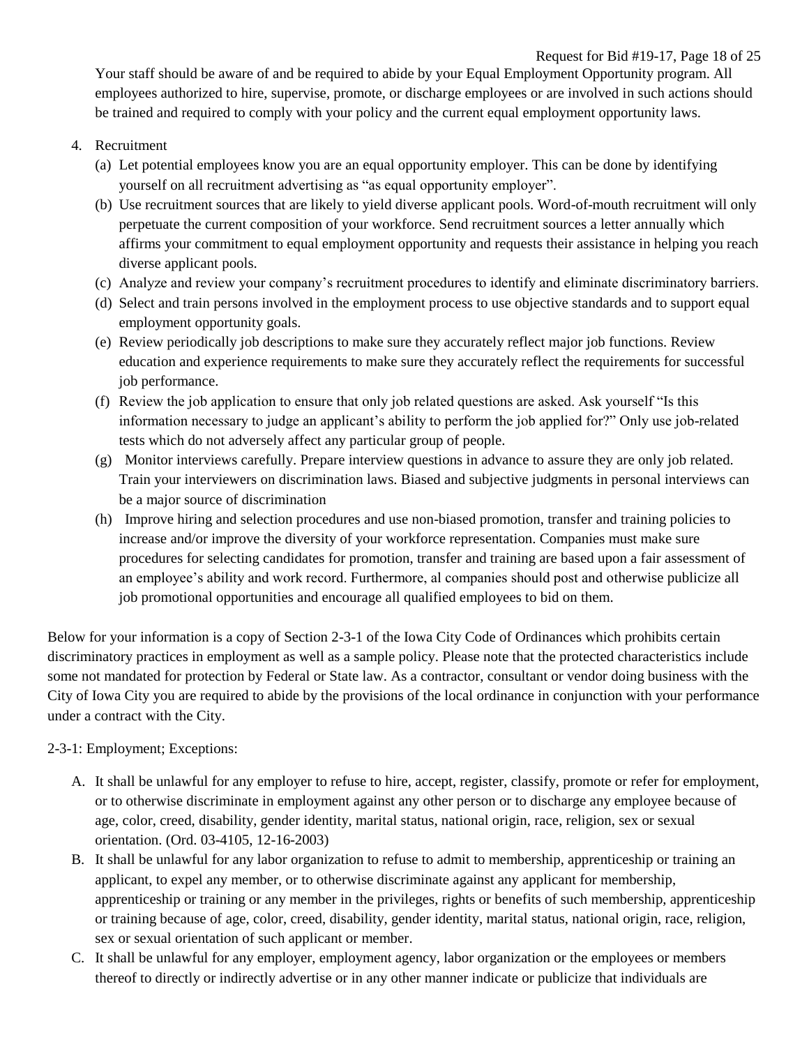Your staff should be aware of and be required to abide by your Equal Employment Opportunity program. All employees authorized to hire, supervise, promote, or discharge employees or are involved in such actions should be trained and required to comply with your policy and the current equal employment opportunity laws.

4. Recruitment
   (a) Let potential employees know you are an equal opportunity employer. This can be done by identifying yourself on all recruitment advertising as "as equal opportunity employer".
   (b) Use recruitment sources that are likely to yield diverse applicant pools. Word-of-mouth recruitment will only perpetuate the current composition of your workforce. Send recruitment sources a letter annually which affirms your commitment to equal employment opportunity and requests their assistance in helping you reach diverse applicant pools.
   (c) Analyze and review your company's recruitment procedures to identify and eliminate discriminatory barriers.
   (d) Select and train persons involved in the employment process to use objective standards and to support equal employment opportunity goals.
   (e) Review periodically job descriptions to make sure they accurately reflect major job functions. Review education and experience requirements to make sure they accurately reflect the requirements for successful job performance.
   (f) Review the job application to ensure that only job related questions are asked. Ask yourself "Is this information necessary to judge an applicant's ability to perform the job applied for?" Only use job-related tests which do not adversely affect any particular group of people.
   (g) Monitor interviews carefully. Prepare interview questions in advance to assure they are only job related. Train your interviewers on discrimination laws. Biased and subjective judgments in personal interviews can be a major source of discrimination
   (h) Improve hiring and selection procedures and use non-biased promotion, transfer and training policies to increase and/or improve the diversity of your workforce representation. Companies must make sure procedures for selecting candidates for promotion, transfer and training are based upon a fair assessment of an employee's ability and work record. Furthermore, al companies should post and otherwise publicize all job promotional opportunities and encourage all qualified employees to bid on them.

Below for your information is a copy of Section 2-3-1 of the Iowa City Code of Ordinances which prohibits certain discriminatory practices in employment as well as a sample policy. Please note that the protected characteristics include some not mandated for protection by Federal or State law. As a contractor, consultant or vendor doing business with the City of Iowa City you are required to abide by the provisions of the local ordinance in conjunction with your performance under a contract with the City.

2-3-1: Employment; Exceptions:

A. It shall be unlawful for any employer to refuse to hire, accept, register, classify, promote or refer for employment, or to otherwise discriminate in employment against any other person or to discharge any employee because of age, color, creed, disability, gender identity, marital status, national origin, race, religion, sex or sexual orientation. (Ord. 03-4105, 12-16-2003)
B. It shall be unlawful for any labor organization to refuse to admit to membership, apprenticeship or training an applicant, to expel any member, or to otherwise discriminate against any applicant for membership, apprenticeship or training or any member in the privileges, rights or benefits of such membership, apprenticeship or training because of age, color, creed, disability, gender identity, marital status, national origin, race, religion, sex or sexual orientation of such applicant or member.
C. It shall be unlawful for any employer, employment agency, labor organization or the employees or members thereof to directly or indirectly advertise or in any other manner indicate or publicize that individuals are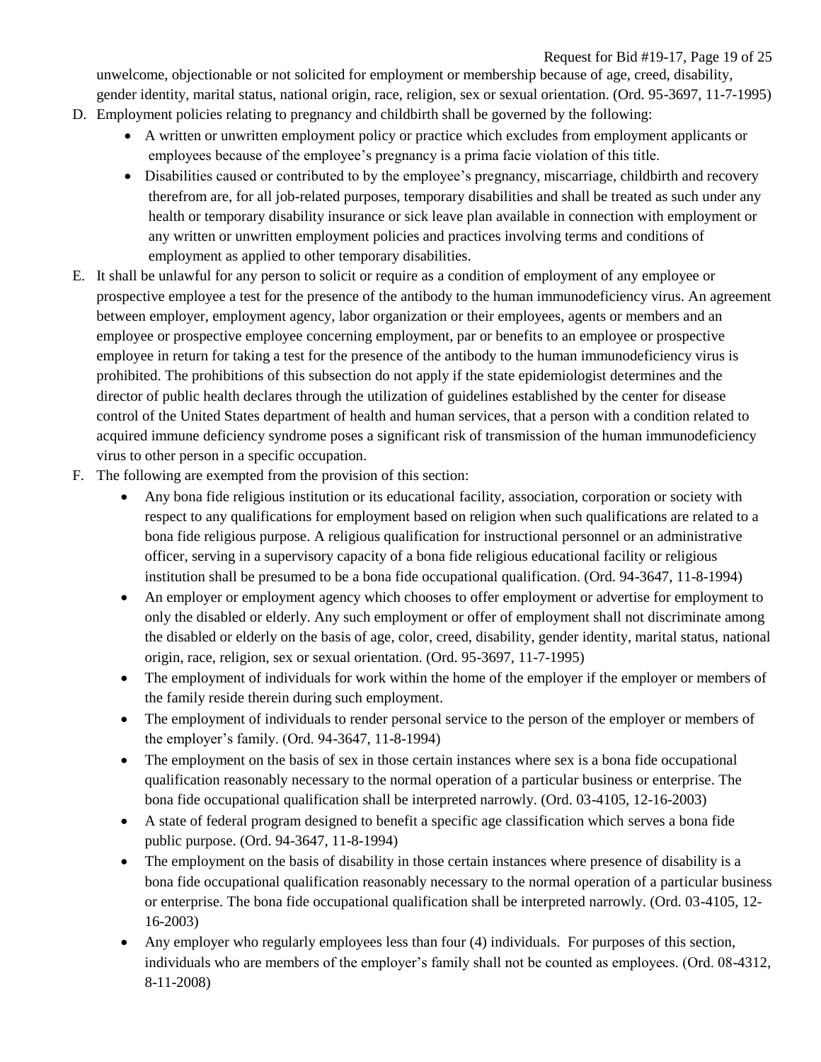unwelcome, objectionable or not solicited for employment or membership because of age, creed, disability, gender identity, marital status, national origin, race, religion, sex or sexual orientation. (Ord. 95-3697, 11-7-1995)

D. Employment policies relating to pregnancy and childbirth shall be governed by the following:
   - A written or unwritten employment policy or practice which excludes from employment applicants or employees because of the employee's pregnancy is a prima facie violation of this title.
   - Disabilities caused or contributed to by the employee's pregnancy, miscarriage, childbirth and recovery therefrom are, for all job-related purposes, temporary disabilities and shall be treated as such under any health or temporary disability insurance or sick leave plan available in connection with employment or any written or unwritten employment policies and practices involving terms and conditions of employment as applied to other temporary disabilities.

E. It shall be unlawful for any person to solicit or require as a condition of employment of any employee or prospective employee a test for the presence of the antibody to the human immunodeficiency virus. An agreement between employer, employment agency, labor organization or their employees, agents or members and an employee or prospective employee concerning employment, par or benefits to an employee or prospective employee in return for taking a test for the presence of the antibody to the human immunodeficiency virus is prohibited. The prohibitions of this subsection do not apply if the state epidemiologist determines and the director of public health declares through the utilization of guidelines established by the center for disease control of the United States department of health and human services, that a person with a condition related to acquired immune deficiency syndrome poses a significant risk of transmission of the human immunodeficiency virus to other person in a specific occupation.

F. The following are exempted from the provision of this section:
   - Any bona fide religious institution or its educational facility, association, corporation or society with respect to any qualifications for employment based on religion when such qualifications are related to a bona fide religious purpose. A religious qualification for instructional personnel or an administrative officer, serving in a supervisory capacity of a bona fide religious educational facility or religious institution shall be presumed to be a bona fide occupational qualification. (Ord. 94-3647, 11-8-1994)
   - An employer or employment agency which chooses to offer employment or advertise for employment to only the disabled or elderly. Any such employment or offer of employment shall not discriminate among the disabled or elderly on the basis of age, color, creed, disability, gender identity, marital status, national origin, race, religion, sex or sexual orientation. (Ord. 95-3697, 11-7-1995)
   - The employment of individuals for work within the home of the employer if the employer or members of the family reside therein during such employment.
   - The employment of individuals to render personal service to the person of the employer or members of the employer's family. (Ord. 94-3647, 11-8-1994)
   - The employment on the basis of sex in those certain instances where sex is a bona fide occupational qualification reasonably necessary to the normal operation of a particular business or enterprise. The bona fide occupational qualification shall be interpreted narrowly. (Ord. 03-4105, 12-16-2003)
   - A state of federal program designed to benefit a specific age classification which serves a bona fide public purpose. (Ord. 94-3647, 11-8-1994)
   - The employment on the basis of disability in those certain instances where presence of disability is a bona fide occupational qualification reasonably necessary to the normal operation of a particular business or enterprise. The bona fide occupational qualification shall be interpreted narrowly. (Ord. 03-4105, 12-16-2003)
   - Any employer who regularly employees less than four (4) individuals. For purposes of this section, individuals who are members of the employer's family shall not be counted as employees. (Ord. 08-4312, 8-11-2008)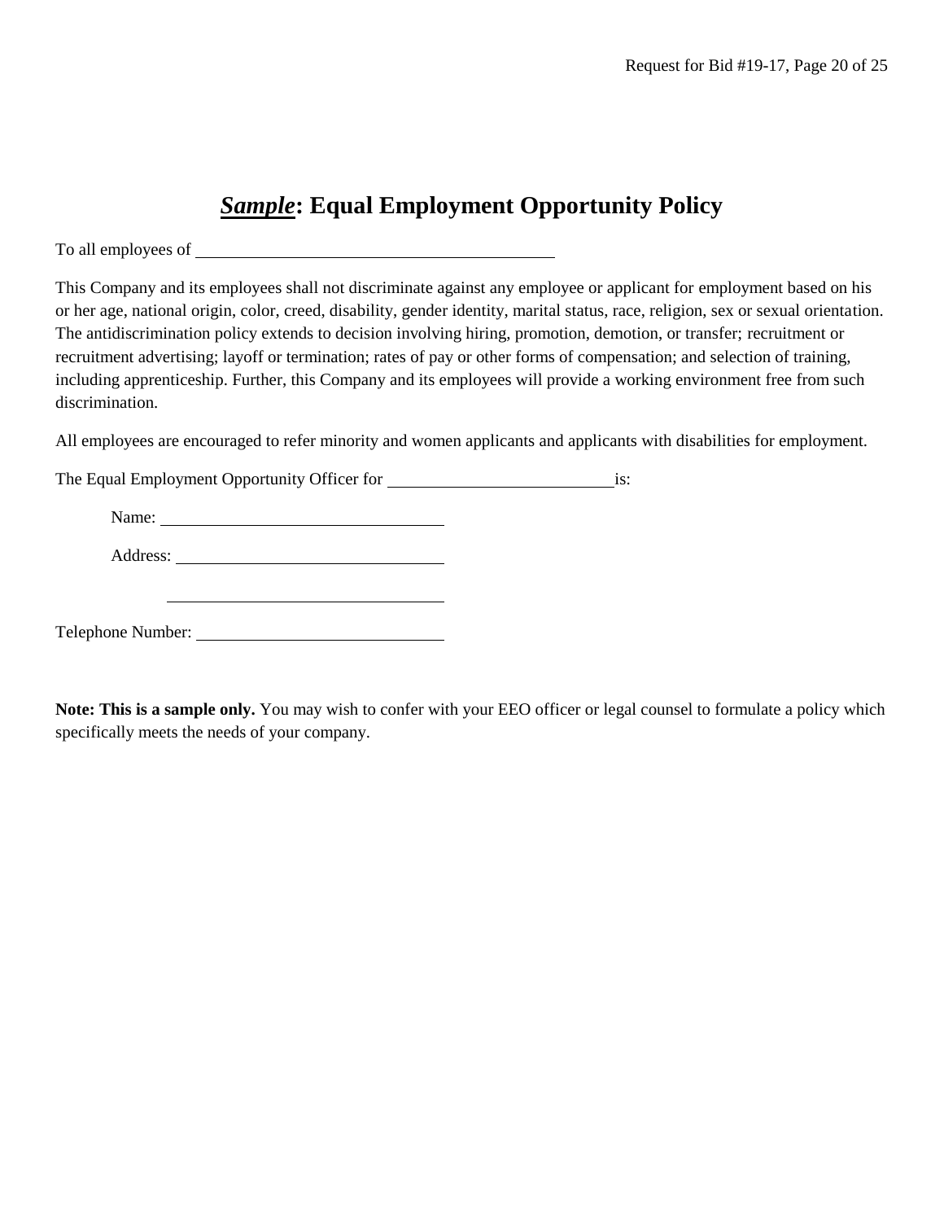# ***Sample*: Equal Employment Opportunity Policy**

To all employees of \_\_\_\_\_\_\_\_\_\_\_\_\_\_\_\_\_\_\_\_\_\_\_\_\_\_\_\_\_\_\_\_\_\_\_\_\_\_\_\_

This Company and its employees shall not discriminate against any employee or applicant for employment based on his or her age, national origin, color, creed, disability, gender identity, marital status, race, religion, sex or sexual orientation. The antidiscrimination policy extends to decision involving hiring, promotion, demotion, or transfer; recruitment or recruitment advertising; layoff or termination; rates of pay or other forms of compensation; and selection of training, including apprenticeship. Further, this Company and its employees will provide a working environment free from such discrimination.

All employees are encouraged to refer minority and women applicants and applicants with disabilities for employment.

The Equal Employment Opportunity Officer for \_\_\_\_\_\_\_\_\_\_\_\_\_\_\_\_\_\_\_\_\_\_\_\_\_\_\_ is:

Name: \_\_\_\_\_\_\_\_\_\_\_\_\_\_\_\_\_\_\_\_\_\_\_\_\_\_\_\_\_\_\_\_

Address: \_\_\_\_\_\_\_\_\_\_\_\_\_\_\_\_\_\_\_\_\_\_\_\_\_\_\_\_\_\_

\_\_\_\_\_\_\_\_\_\_\_\_\_\_\_\_\_\_\_\_\_\_\_\_\_\_\_\_\_\_\_\_

Telephone Number: \_\_\_\_\_\_\_\_\_\_\_\_\_\_\_\_\_\_\_\_\_\_\_\_\_\_\_

**Note: This is a sample only.** You may wish to confer with your EEO officer or legal counsel to formulate a policy which specifically meets the needs of your company.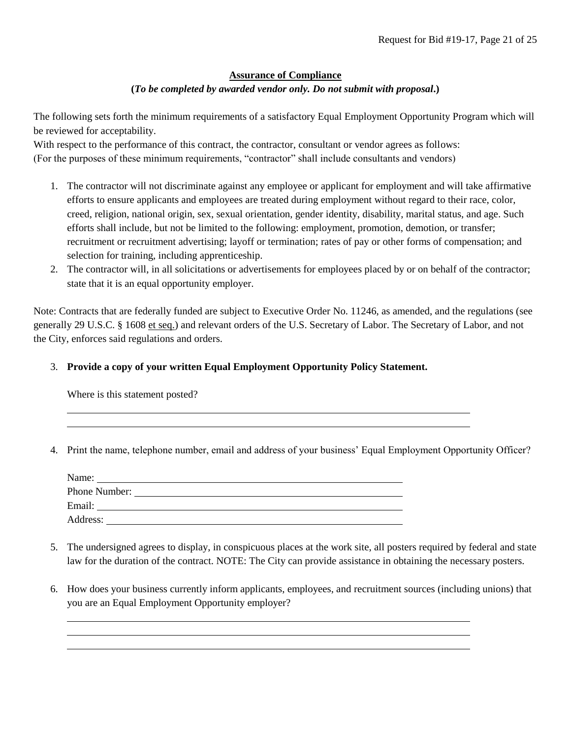## Assurance of Compliance

**(*To be completed by awarded vendor only. Do not submit with proposal*.)**

The following sets forth the minimum requirements of a satisfactory Equal Employment Opportunity Program which will be reviewed for acceptability.

With respect to the performance of this contract, the contractor, consultant or vendor agrees as follows:

(For the purposes of these minimum requirements, "contractor" shall include consultants and vendors)

1. The contractor will not discriminate against any employee or applicant for employment and will take affirmative efforts to ensure applicants and employees are treated during employment without regard to their race, color, creed, religion, national origin, sex, sexual orientation, gender identity, disability, marital status, and age. Such efforts shall include, but not be limited to the following: employment, promotion, demotion, or transfer; recruitment or recruitment advertising; layoff or termination; rates of pay or other forms of compensation; and selection for training, including apprenticeship.
2. The contractor will, in all solicitations or advertisements for employees placed by or on behalf of the contractor; state that it is an equal opportunity employer.

Note: Contracts that are federally funded are subject to Executive Order No. 11246, as amended, and the regulations (see generally 29 U.S.C. § 1608 et seq.) and relevant orders of the U.S. Secretary of Labor. The Secretary of Labor, and not the City, enforces said regulations and orders.

3. **Provide a copy of your written Equal Employment Opportunity Policy Statement.**

   Where is this statement posted?

   \_\_\_\_\_\_\_\_\_\_\_\_\_\_\_\_\_\_\_\_\_\_\_\_\_\_\_\_\_\_\_\_\_\_\_\_\_\_\_\_\_\_\_\_\_\_\_\_\_\_\_\_\_\_\_\_\_\_\_\_

   \_\_\_\_\_\_\_\_\_\_\_\_\_\_\_\_\_\_\_\_\_\_\_\_\_\_\_\_\_\_\_\_\_\_\_\_\_\_\_\_\_\_\_\_\_\_\_\_\_\_\_\_\_\_\_\_\_\_\_\_

4. Print the name, telephone number, email and address of your business' Equal Employment Opportunity Officer?

   Name: \_\_\_\_\_\_\_\_\_\_\_\_\_\_\_\_\_\_\_\_\_\_\_\_\_\_\_\_\_\_\_\_\_\_\_\_\_\_\_\_\_\_\_\_\_\_\_\_

   Phone Number: \_\_\_\_\_\_\_\_\_\_\_\_\_\_\_\_\_\_\_\_\_\_\_\_\_\_\_\_\_\_\_\_\_\_\_\_\_\_\_\_\_\_

   Email: \_\_\_\_\_\_\_\_\_\_\_\_\_\_\_\_\_\_\_\_\_\_\_\_\_\_\_\_\_\_\_\_\_\_\_\_\_\_\_\_\_\_\_\_\_\_\_\_

   Address: \_\_\_\_\_\_\_\_\_\_\_\_\_\_\_\_\_\_\_\_\_\_\_\_\_\_\_\_\_\_\_\_\_\_\_\_\_\_\_\_\_\_\_\_\_\_

5. The undersigned agrees to display, in conspicuous places at the work site, all posters required by federal and state law for the duration of the contract. NOTE: The City can provide assistance in obtaining the necessary posters.
6. How does your business currently inform applicants, employees, and recruitment sources (including unions) that you are an Equal Employment Opportunity employer?

   \_\_\_\_\_\_\_\_\_\_\_\_\_\_\_\_\_\_\_\_\_\_\_\_\_\_\_\_\_\_\_\_\_\_\_\_\_\_\_\_\_\_\_\_\_\_\_\_\_\_\_\_\_\_\_\_\_\_\_\_

   \_\_\_\_\_\_\_\_\_\_\_\_\_\_\_\_\_\_\_\_\_\_\_\_\_\_\_\_\_\_\_\_\_\_\_\_\_\_\_\_\_\_\_\_\_\_\_\_\_\_\_\_\_\_\_\_\_\_\_\_

   \_\_\_\_\_\_\_\_\_\_\_\_\_\_\_\_\_\_\_\_\_\_\_\_\_\_\_\_\_\_\_\_\_\_\_\_\_\_\_\_\_\_\_\_\_\_\_\_\_\_\_\_\_\_\_\_\_\_\_\_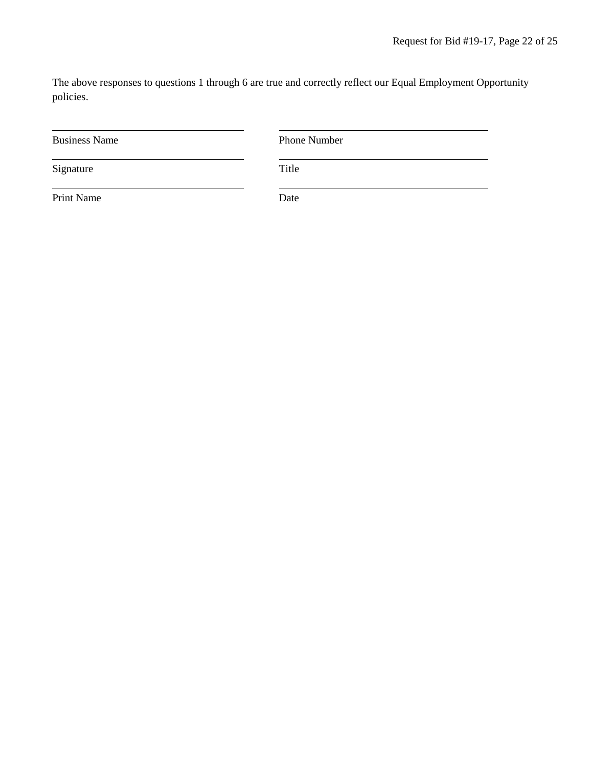The above responses to questions 1 through 6 are true and correctly reflect our Equal Employment Opportunity policies.

| | |
|---|---|
| \_\_\_\_\_\_\_\_\_\_\_\_\_\_\_\_\_\_\_\_\_\_\_\_\_\_\_\_ | \_\_\_\_\_\_\_\_\_\_\_\_\_\_\_\_\_\_\_\_\_\_\_\_\_\_\_\_ |
| Business Name | Phone Number |
| \_\_\_\_\_\_\_\_\_\_\_\_\_\_\_\_\_\_\_\_\_\_\_\_\_\_\_\_ | \_\_\_\_\_\_\_\_\_\_\_\_\_\_\_\_\_\_\_\_\_\_\_\_\_\_\_\_ |
| Signature | Title |
| \_\_\_\_\_\_\_\_\_\_\_\_\_\_\_\_\_\_\_\_\_\_\_\_\_\_\_\_ | \_\_\_\_\_\_\_\_\_\_\_\_\_\_\_\_\_\_\_\_\_\_\_\_\_\_\_\_ |
| Print Name | Date |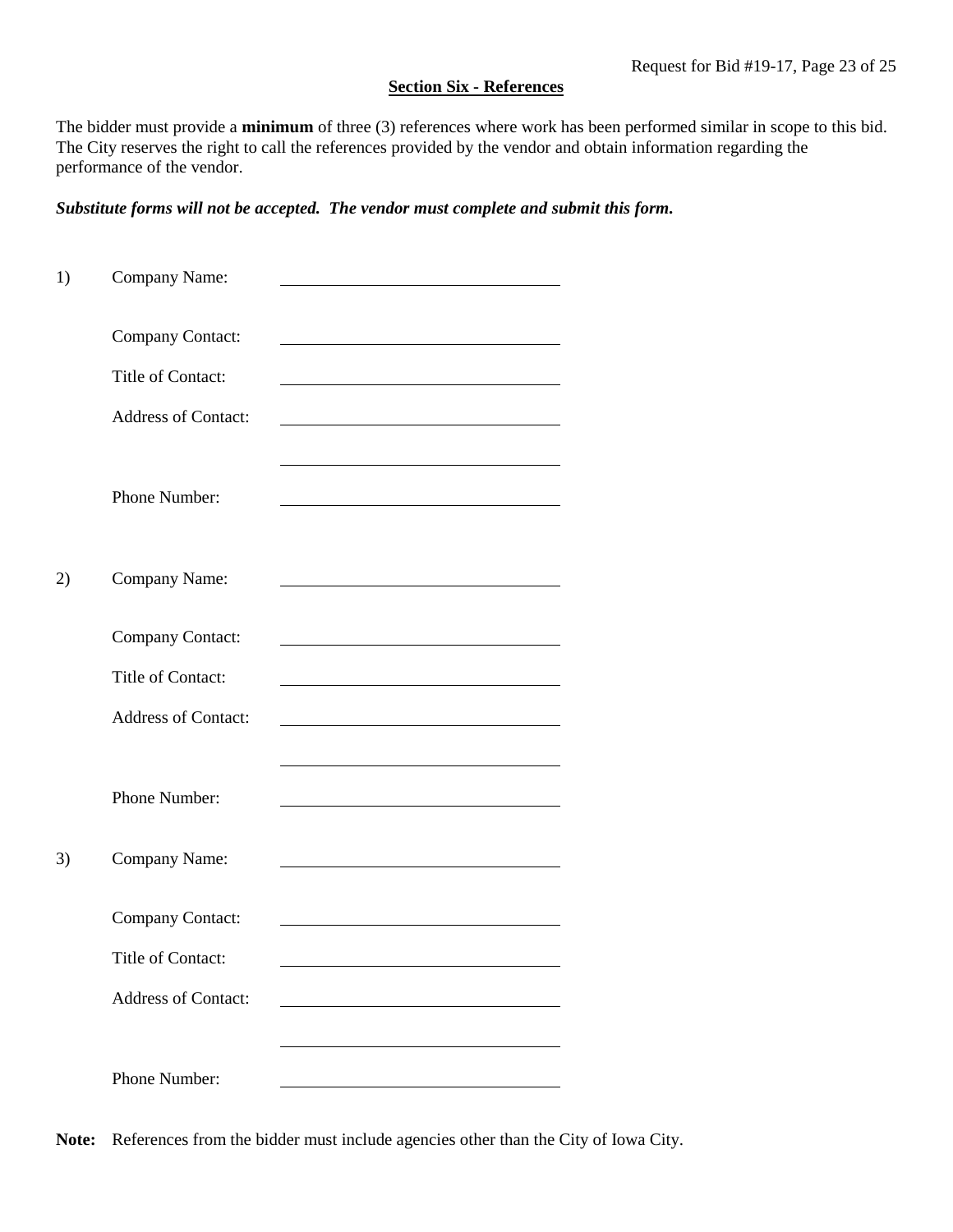## Section Six - References

The bidder must provide a **minimum** of three (3) references where work has been performed similar in scope to this bid. The City reserves the right to call the references provided by the vendor and obtain information regarding the performance of the vendor.

***Substitute forms will not be accepted. The vendor must complete and submit this form.***

1) Company Name: \_\_\_\_\_\_\_\_\_\_\_\_\_\_\_\_\_\_\_\_\_\_\_\_\_\_\_\_\_\_

   Company Contact: \_\_\_\_\_\_\_\_\_\_\_\_\_\_\_\_\_\_\_\_\_\_\_\_\_\_\_\_\_\_

   Title of Contact: \_\_\_\_\_\_\_\_\_\_\_\_\_\_\_\_\_\_\_\_\_\_\_\_\_\_\_\_\_\_

   Address of Contact: \_\_\_\_\_\_\_\_\_\_\_\_\_\_\_\_\_\_\_\_\_\_\_\_\_\_\_\_\_\_

   \_\_\_\_\_\_\_\_\_\_\_\_\_\_\_\_\_\_\_\_\_\_\_\_\_\_\_\_\_\_

   Phone Number: \_\_\_\_\_\_\_\_\_\_\_\_\_\_\_\_\_\_\_\_\_\_\_\_\_\_\_\_\_\_

2) Company Name: \_\_\_\_\_\_\_\_\_\_\_\_\_\_\_\_\_\_\_\_\_\_\_\_\_\_\_\_\_\_

   Company Contact: \_\_\_\_\_\_\_\_\_\_\_\_\_\_\_\_\_\_\_\_\_\_\_\_\_\_\_\_\_\_

   Title of Contact: \_\_\_\_\_\_\_\_\_\_\_\_\_\_\_\_\_\_\_\_\_\_\_\_\_\_\_\_\_\_

   Address of Contact: \_\_\_\_\_\_\_\_\_\_\_\_\_\_\_\_\_\_\_\_\_\_\_\_\_\_\_\_\_\_

   \_\_\_\_\_\_\_\_\_\_\_\_\_\_\_\_\_\_\_\_\_\_\_\_\_\_\_\_\_\_

   Phone Number: \_\_\_\_\_\_\_\_\_\_\_\_\_\_\_\_\_\_\_\_\_\_\_\_\_\_\_\_\_\_

3) Company Name: \_\_\_\_\_\_\_\_\_\_\_\_\_\_\_\_\_\_\_\_\_\_\_\_\_\_\_\_\_\_

   Company Contact: \_\_\_\_\_\_\_\_\_\_\_\_\_\_\_\_\_\_\_\_\_\_\_\_\_\_\_\_\_\_

   Title of Contact: \_\_\_\_\_\_\_\_\_\_\_\_\_\_\_\_\_\_\_\_\_\_\_\_\_\_\_\_\_\_

   Address of Contact: \_\_\_\_\_\_\_\_\_\_\_\_\_\_\_\_\_\_\_\_\_\_\_\_\_\_\_\_\_\_

   \_\_\_\_\_\_\_\_\_\_\_\_\_\_\_\_\_\_\_\_\_\_\_\_\_\_\_\_\_\_

   Phone Number: \_\_\_\_\_\_\_\_\_\_\_\_\_\_\_\_\_\_\_\_\_\_\_\_\_\_\_\_\_\_

**Note:** References from the bidder must include agencies other than the City of Iowa City.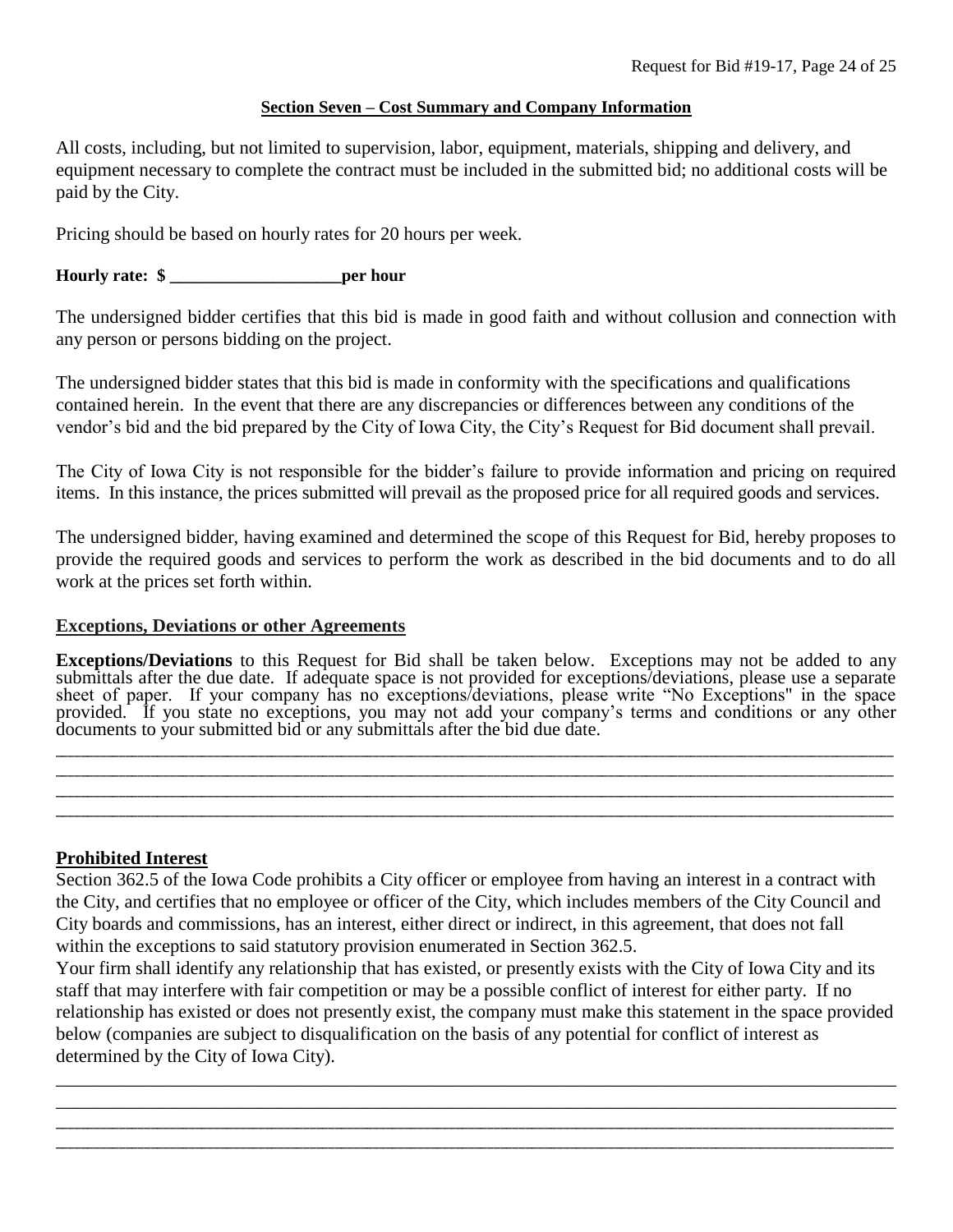## Section Seven – Cost Summary and Company Information

All costs, including, but not limited to supervision, labor, equipment, materials, shipping and delivery, and equipment necessary to complete the contract must be included in the submitted bid; no additional costs will be paid by the City.

Pricing should be based on hourly rates for 20 hours per week.

**Hourly rate: $ ____________________per hour**

The undersigned bidder certifies that this bid is made in good faith and without collusion and connection with any person or persons bidding on the project.

The undersigned bidder states that this bid is made in conformity with the specifications and qualifications contained herein. In the event that there are any discrepancies or differences between any conditions of the vendor's bid and the bid prepared by the City of Iowa City, the City's Request for Bid document shall prevail.

The City of Iowa City is not responsible for the bidder's failure to provide information and pricing on required items. In this instance, the prices submitted will prevail as the proposed price for all required goods and services.

The undersigned bidder, having examined and determined the scope of this Request for Bid, hereby proposes to provide the required goods and services to perform the work as described in the bid documents and to do all work at the prices set forth within.

### Exceptions, Deviations or other Agreements

**Exceptions/Deviations** to this Request for Bid shall be taken below. Exceptions may not be added to any submittals after the due date. If adequate space is not provided for exceptions/deviations, please use a separate sheet of paper. If your company has no exceptions/deviations, please write "No Exceptions" in the space provided. If you state no exceptions, you may not add your company's terms and conditions or any other documents to your submitted bid or any submittals after the bid due date.

______________________________________________________________________________________________

______________________________________________________________________________________________

______________________________________________________________________________________________

______________________________________________________________________________________________

### Prohibited Interest

Section 362.5 of the Iowa Code prohibits a City officer or employee from having an interest in a contract with the City, and certifies that no employee or officer of the City, which includes members of the City Council and City boards and commissions, has an interest, either direct or indirect, in this agreement, that does not fall within the exceptions to said statutory provision enumerated in Section 362.5.

Your firm shall identify any relationship that has existed, or presently exists with the City of Iowa City and its staff that may interfere with fair competition or may be a possible conflict of interest for either party. If no relationship has existed or does not presently exist, the company must make this statement in the space provided below (companies are subject to disqualification on the basis of any potential for conflict of interest as determined by the City of Iowa City).

______________________________________________________________________________________________

______________________________________________________________________________________________

______________________________________________________________________________________________

______________________________________________________________________________________________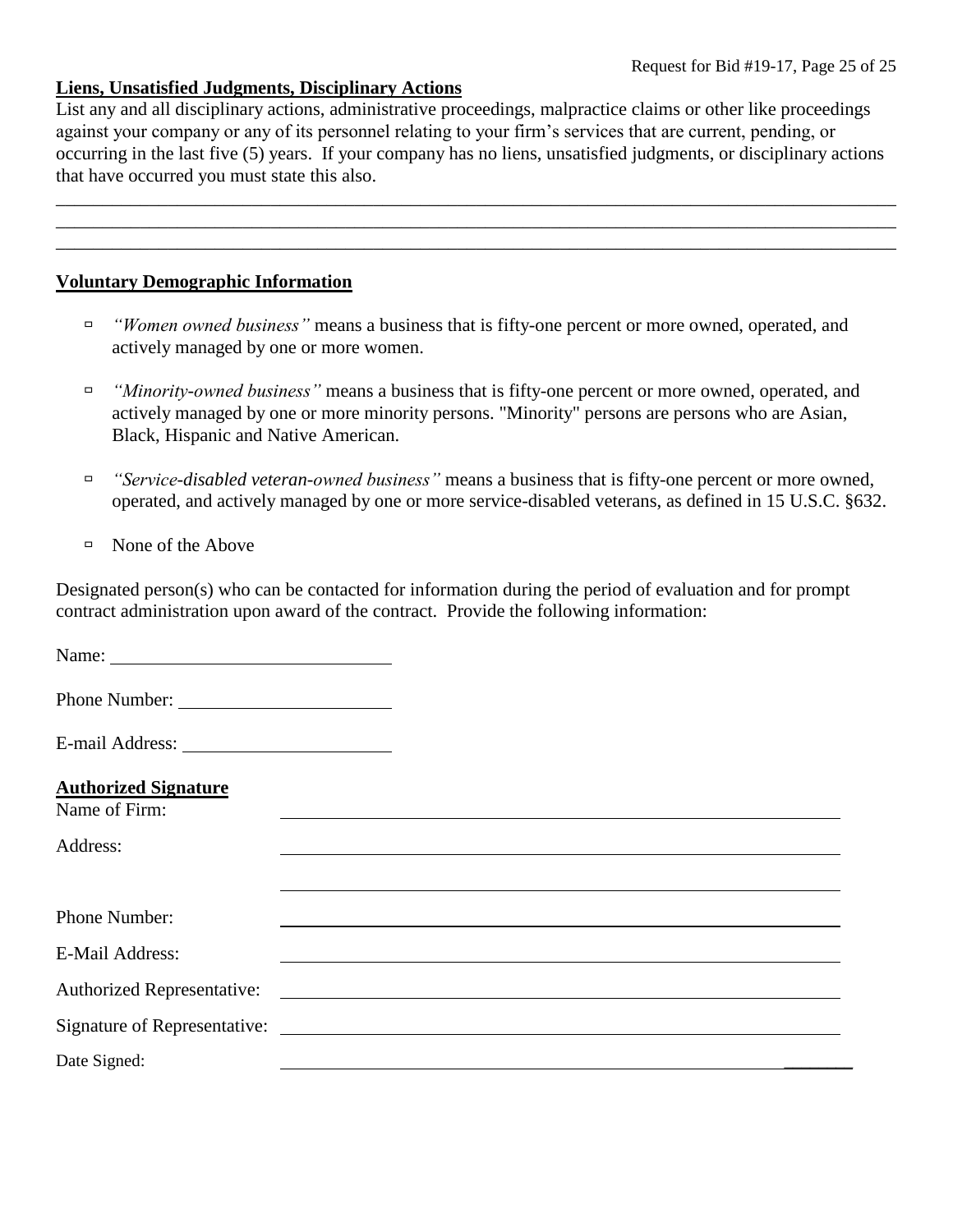**Liens, Unsatisfied Judgments, Disciplinary Actions**

List any and all disciplinary actions, administrative proceedings, malpractice claims or other like proceedings against your company or any of its personnel relating to your firm's services that are current, pending, or occurring in the last five (5) years. If your company has no liens, unsatisfied judgments, or disciplinary actions that have occurred you must state this also.

_______________________________________________________________________________

_______________________________________________________________________________

_______________________________________________________________________________

**Voluntary Demographic Information**

- ▫ *"Women owned business"* means a business that is fifty-one percent or more owned, operated, and actively managed by one or more women.
- ▫ *"Minority-owned business"* means a business that is fifty-one percent or more owned, operated, and actively managed by one or more minority persons. "Minority" persons are persons who are Asian, Black, Hispanic and Native American.
- ▫ *"Service-disabled veteran-owned business"* means a business that is fifty-one percent or more owned, operated, and actively managed by one or more service-disabled veterans, as defined in 15 U.S.C. §632.
- ▫ None of the Above

Designated person(s) who can be contacted for information during the period of evaluation and for prompt contract administration upon award of the contract. Provide the following information:

Name: ______________________________

Phone Number: ______________________

E-mail Address: ______________________

**Authorized Signature**

Name of Firm: ______________________________________________

Address: ______________________________________________

______________________________________________

Phone Number: ______________________________________________

E-Mail Address: ______________________________________________

Authorized Representative: ______________________________________________

Signature of Representative: ______________________________________________

Date Signed: ______________________________________________